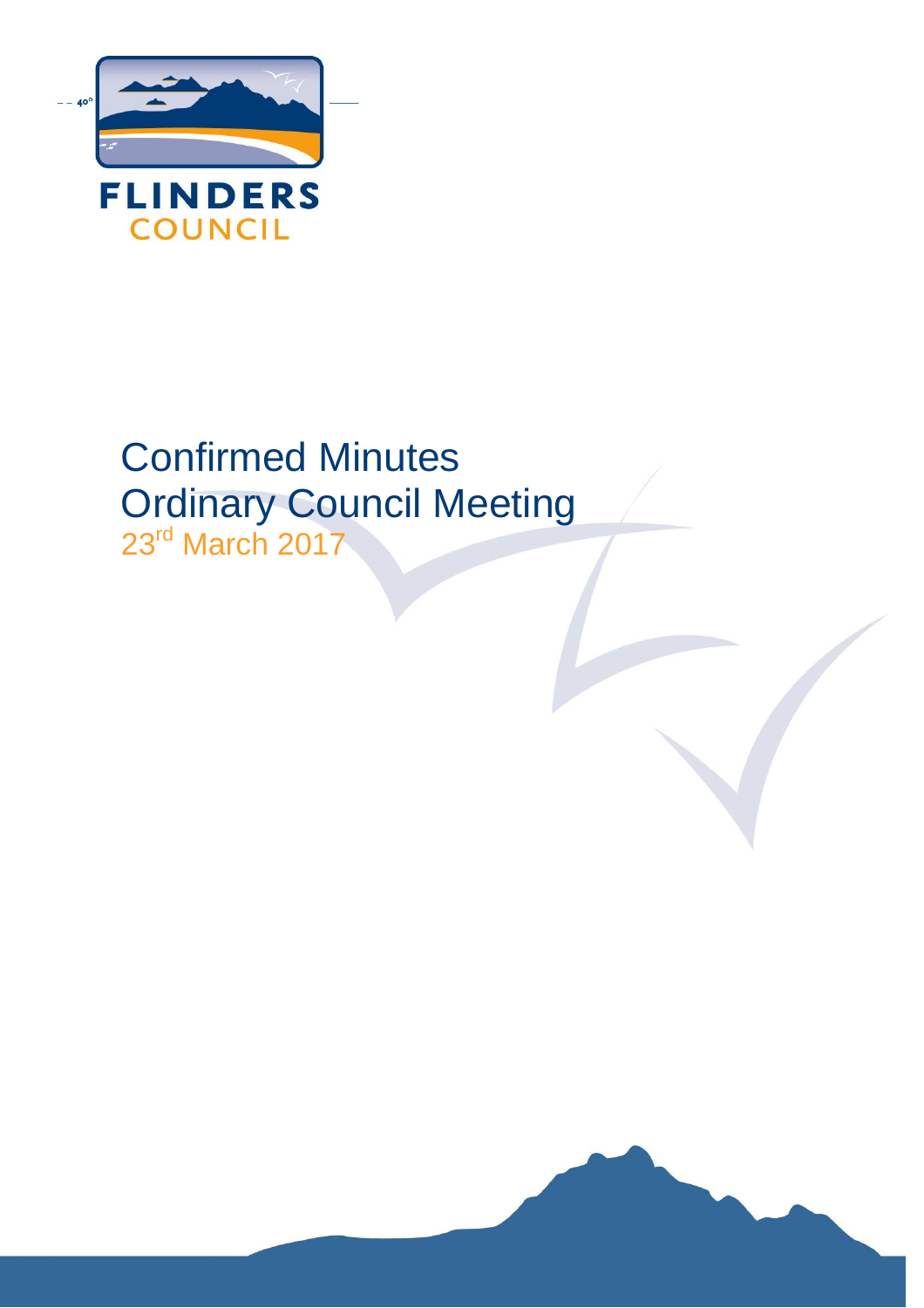FLINDERS
COUNCIL

# Confirmed Minutes
# Ordinary Council Meeting
23rd March 2017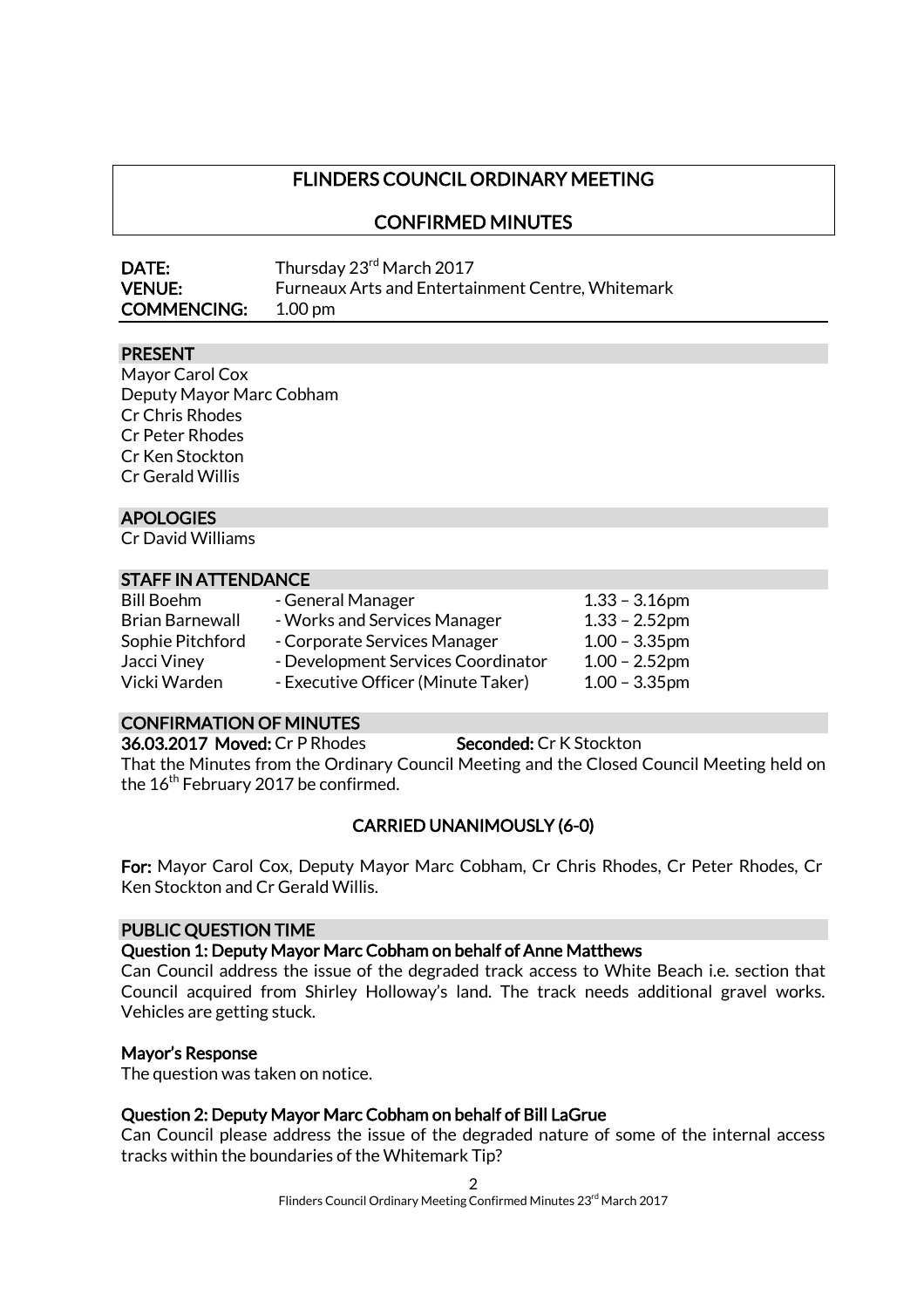# FLINDERS COUNCIL ORDINARY MEETING

## CONFIRMED MINUTES

**DATE:** Thursday 23rd March 2017
**VENUE:** Furneaux Arts and Entertainment Centre, Whitemark
**COMMENCING:** 1.00 pm

### PRESENT

Mayor Carol Cox
Deputy Mayor Marc Cobham
Cr Chris Rhodes
Cr Peter Rhodes
Cr Ken Stockton
Cr Gerald Willis

### APOLOGIES

Cr David Williams

### STAFF IN ATTENDANCE

| | | |
|---|---|---|
| Bill Boehm | - General Manager | 1.33 – 3.16pm |
| Brian Barnewall | - Works and Services Manager | 1.33 – 2.52pm |
| Sophie Pitchford | - Corporate Services Manager | 1.00 – 3.35pm |
| Jacci Viney | - Development Services Coordinator | 1.00 – 2.52pm |
| Vicki Warden | - Executive Officer (Minute Taker) | 1.00 – 3.35pm |

### CONFIRMATION OF MINUTES

**36.03.2017 Moved:** Cr P Rhodes **Seconded:** Cr K Stockton

That the Minutes from the Ordinary Council Meeting and the Closed Council Meeting held on the 16th February 2017 be confirmed.

**CARRIED UNANIMOUSLY (6-0)**

**For:** Mayor Carol Cox, Deputy Mayor Marc Cobham, Cr Chris Rhodes, Cr Peter Rhodes, Cr Ken Stockton and Cr Gerald Willis.

### PUBLIC QUESTION TIME

**Question 1: Deputy Mayor Marc Cobham on behalf of Anne Matthews**

Can Council address the issue of the degraded track access to White Beach i.e. section that Council acquired from Shirley Holloway's land. The track needs additional gravel works. Vehicles are getting stuck.

**Mayor's Response**

The question was taken on notice.

**Question 2: Deputy Mayor Marc Cobham on behalf of Bill LaGrue**

Can Council please address the issue of the degraded nature of some of the internal access tracks within the boundaries of the Whitemark Tip?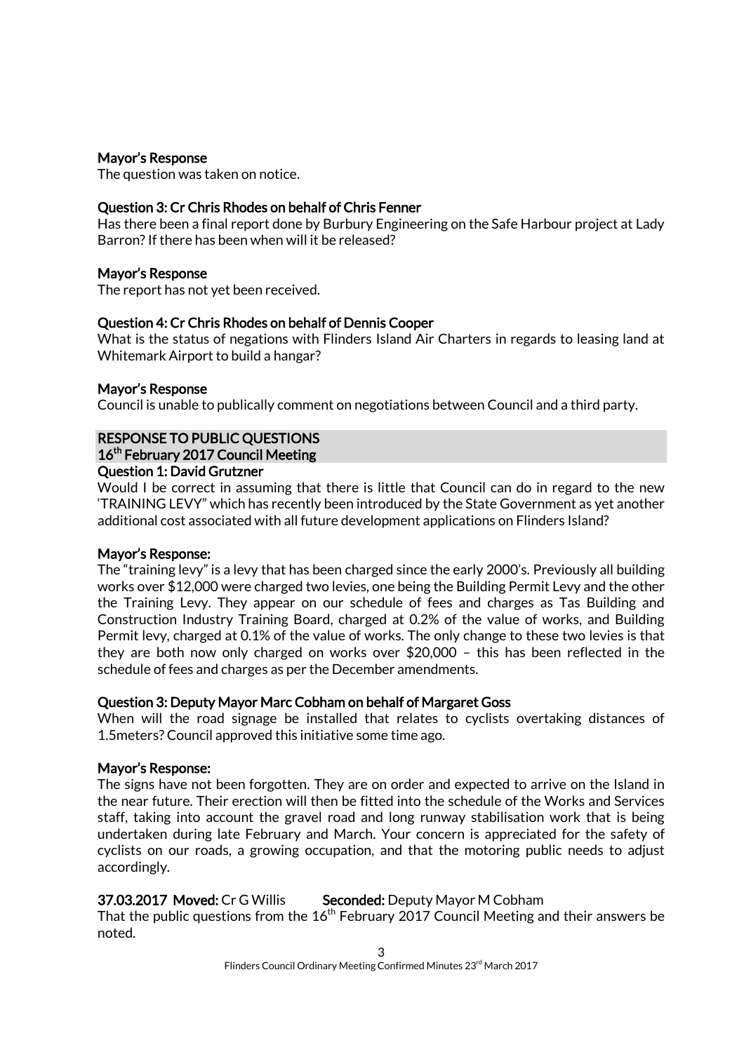**Mayor's Response**
The question was taken on notice.

**Question 3: Cr Chris Rhodes on behalf of Chris Fenner**
Has there been a final report done by Burbury Engineering on the Safe Harbour project at Lady Barron? If there has been when will it be released?

**Mayor's Response**
The report has not yet been received.

**Question 4: Cr Chris Rhodes on behalf of Dennis Cooper**
What is the status of negations with Flinders Island Air Charters in regards to leasing land at Whitemark Airport to build a hangar?

**Mayor's Response**
Council is unable to publically comment on negotiations between Council and a third party.

**RESPONSE TO PUBLIC QUESTIONS**
**16th February 2017 Council Meeting**

**Question 1: David Grutzner**
Would I be correct in assuming that there is little that Council can do in regard to the new 'TRAINING LEVY" which has recently been introduced by the State Government as yet another additional cost associated with all future development applications on Flinders Island?

**Mayor's Response:**
The "training levy" is a levy that has been charged since the early 2000's. Previously all building works over $12,000 were charged two levies, one being the Building Permit Levy and the other the Training Levy. They appear on our schedule of fees and charges as Tas Building and Construction Industry Training Board, charged at 0.2% of the value of works, and Building Permit levy, charged at 0.1% of the value of works. The only change to these two levies is that they are both now only charged on works over $20,000 – this has been reflected in the schedule of fees and charges as per the December amendments.

**Question 3: Deputy Mayor Marc Cobham on behalf of Margaret Goss**
When will the road signage be installed that relates to cyclists overtaking distances of 1.5meters? Council approved this initiative some time ago.

**Mayor's Response:**
The signs have not been forgotten. They are on order and expected to arrive on the Island in the near future. Their erection will then be fitted into the schedule of the Works and Services staff, taking into account the gravel road and long runway stabilisation work that is being undertaken during late February and March. Your concern is appreciated for the safety of cyclists on our roads, a growing occupation, and that the motoring public needs to adjust accordingly.

**37.03.2017 Moved:** Cr G Willis **Seconded:** Deputy Mayor M Cobham
That the public questions from the 16th February 2017 Council Meeting and their answers be noted.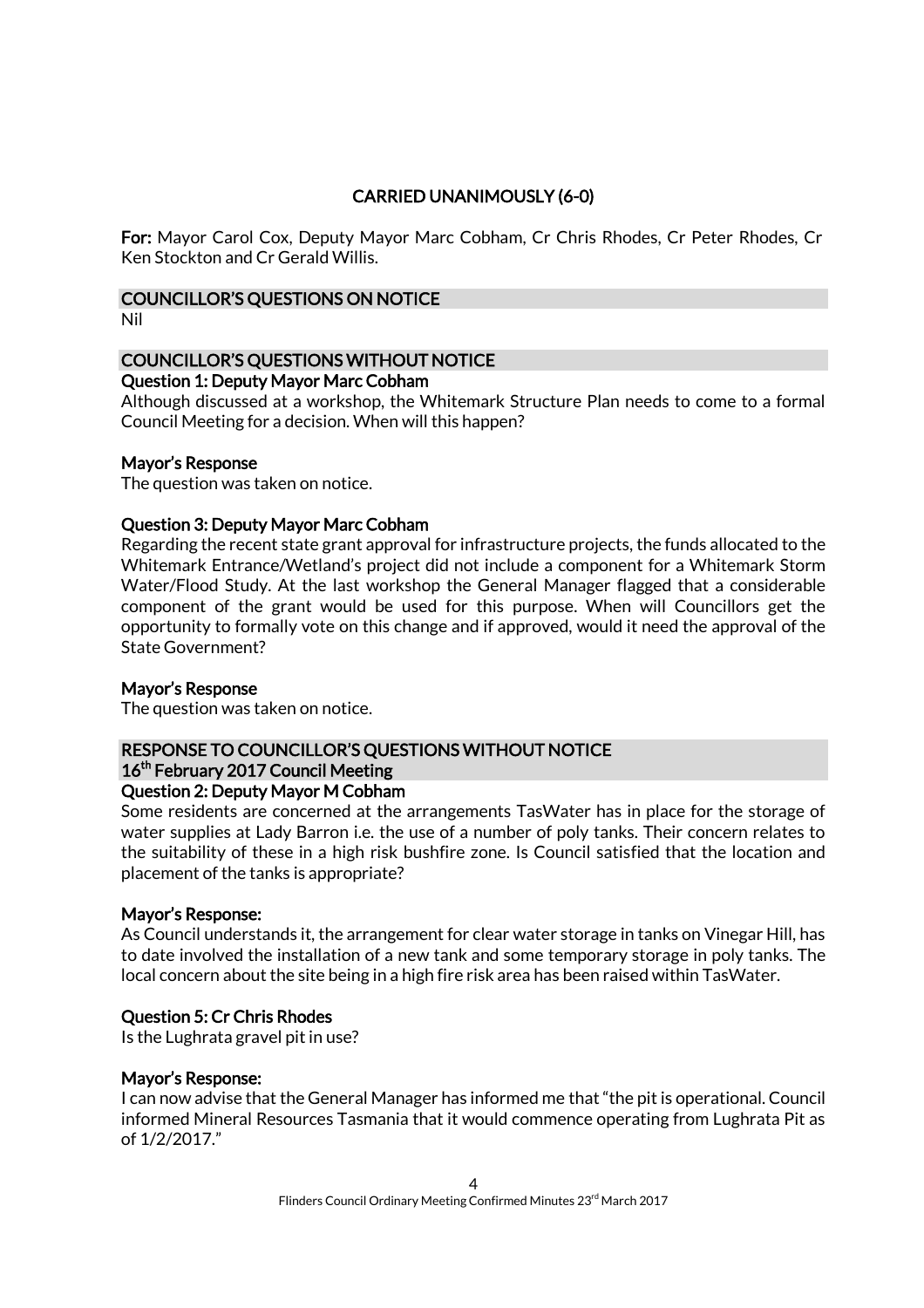**CARRIED UNANIMOUSLY (6-0)**

**For:** Mayor Carol Cox, Deputy Mayor Marc Cobham, Cr Chris Rhodes, Cr Peter Rhodes, Cr Ken Stockton and Cr Gerald Willis.

## COUNCILLOR'S QUESTIONS ON NOTICE

Nil

## COUNCILLOR'S QUESTIONS WITHOUT NOTICE

**Question 1: Deputy Mayor Marc Cobham**

Although discussed at a workshop, the Whitemark Structure Plan needs to come to a formal Council Meeting for a decision. When will this happen?

**Mayor's Response**

The question was taken on notice.

**Question 3: Deputy Mayor Marc Cobham**

Regarding the recent state grant approval for infrastructure projects, the funds allocated to the Whitemark Entrance/Wetland's project did not include a component for a Whitemark Storm Water/Flood Study. At the last workshop the General Manager flagged that a considerable component of the grant would be used for this purpose. When will Councillors get the opportunity to formally vote on this change and if approved, would it need the approval of the State Government?

**Mayor's Response**

The question was taken on notice.

## RESPONSE TO COUNCILLOR'S QUESTIONS WITHOUT NOTICE 16th February 2017 Council Meeting

**Question 2: Deputy Mayor M Cobham**

Some residents are concerned at the arrangements TasWater has in place for the storage of water supplies at Lady Barron i.e. the use of a number of poly tanks. Their concern relates to the suitability of these in a high risk bushfire zone. Is Council satisfied that the location and placement of the tanks is appropriate?

**Mayor's Response:**

As Council understands it, the arrangement for clear water storage in tanks on Vinegar Hill, has to date involved the installation of a new tank and some temporary storage in poly tanks. The local concern about the site being in a high fire risk area has been raised within TasWater.

**Question 5: Cr Chris Rhodes**

Is the Lughrata gravel pit in use?

**Mayor's Response:**

I can now advise that the General Manager has informed me that "the pit is operational. Council informed Mineral Resources Tasmania that it would commence operating from Lughrata Pit as of 1/2/2017."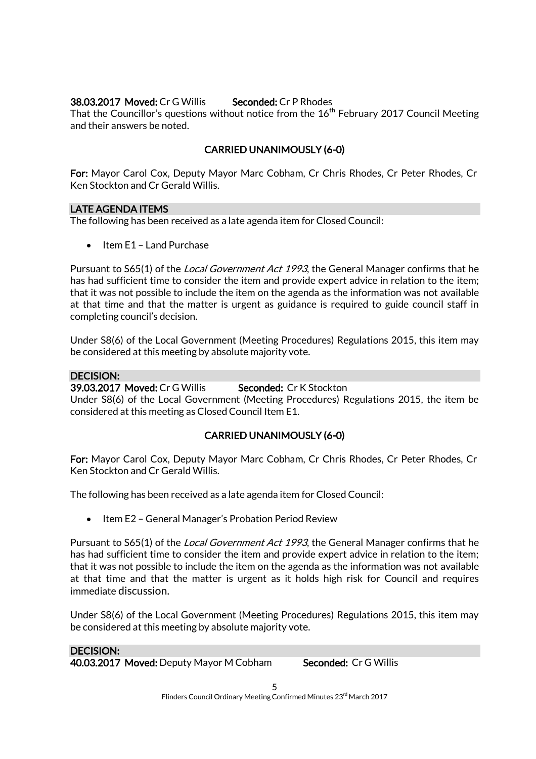**38.03.2017 Moved:** Cr G Willis **Seconded:** Cr P Rhodes

That the Councillor's questions without notice from the 16th February 2017 Council Meeting and their answers be noted.

**CARRIED UNANIMOUSLY (6-0)**

**For:** Mayor Carol Cox, Deputy Mayor Marc Cobham, Cr Chris Rhodes, Cr Peter Rhodes, Cr Ken Stockton and Cr Gerald Willis.

## LATE AGENDA ITEMS

The following has been received as a late agenda item for Closed Council:

- Item E1 – Land Purchase

Pursuant to S65(1) of the *Local Government Act 1993*, the General Manager confirms that he has had sufficient time to consider the item and provide expert advice in relation to the item; that it was not possible to include the item on the agenda as the information was not available at that time and that the matter is urgent as guidance is required to guide council staff in completing council's decision.

Under S8(6) of the Local Government (Meeting Procedures) Regulations 2015, this item may be considered at this meeting by absolute majority vote.

## DECISION:

**39.03.2017 Moved:** Cr G Willis **Seconded:** Cr K Stockton

Under S8(6) of the Local Government (Meeting Procedures) Regulations 2015, the item be considered at this meeting as Closed Council Item E1.

**CARRIED UNANIMOUSLY (6-0)**

**For:** Mayor Carol Cox, Deputy Mayor Marc Cobham, Cr Chris Rhodes, Cr Peter Rhodes, Cr Ken Stockton and Cr Gerald Willis.

The following has been received as a late agenda item for Closed Council:

- Item E2 – General Manager's Probation Period Review

Pursuant to S65(1) of the *Local Government Act 1993*, the General Manager confirms that he has had sufficient time to consider the item and provide expert advice in relation to the item; that it was not possible to include the item on the agenda as the information was not available at that time and that the matter is urgent as it holds high risk for Council and requires immediate discussion.

Under S8(6) of the Local Government (Meeting Procedures) Regulations 2015, this item may be considered at this meeting by absolute majority vote.

## DECISION:

**40.03.2017 Moved:** Deputy Mayor M Cobham **Seconded:** Cr G Willis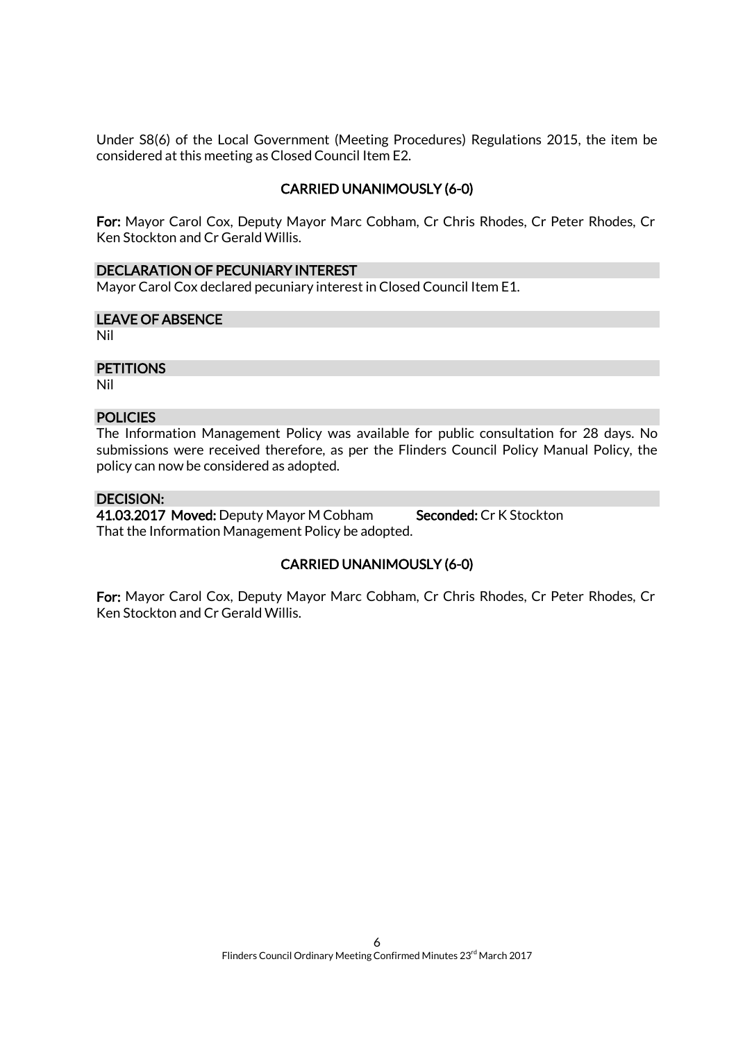Under S8(6) of the Local Government (Meeting Procedures) Regulations 2015, the item be considered at this meeting as Closed Council Item E2.

**CARRIED UNANIMOUSLY (6-0)**

**For:** Mayor Carol Cox, Deputy Mayor Marc Cobham, Cr Chris Rhodes, Cr Peter Rhodes, Cr Ken Stockton and Cr Gerald Willis.

## DECLARATION OF PECUNIARY INTEREST

Mayor Carol Cox declared pecuniary interest in Closed Council Item E1.

## LEAVE OF ABSENCE

Nil

## PETITIONS

Nil

## POLICIES

The Information Management Policy was available for public consultation for 28 days. No submissions were received therefore, as per the Flinders Council Policy Manual Policy, the policy can now be considered as adopted.

## DECISION:

**41.03.2017 Moved:** Deputy Mayor M Cobham **Seconded:** Cr K Stockton

That the Information Management Policy be adopted.

**CARRIED UNANIMOUSLY (6-0)**

**For:** Mayor Carol Cox, Deputy Mayor Marc Cobham, Cr Chris Rhodes, Cr Peter Rhodes, Cr Ken Stockton and Cr Gerald Willis.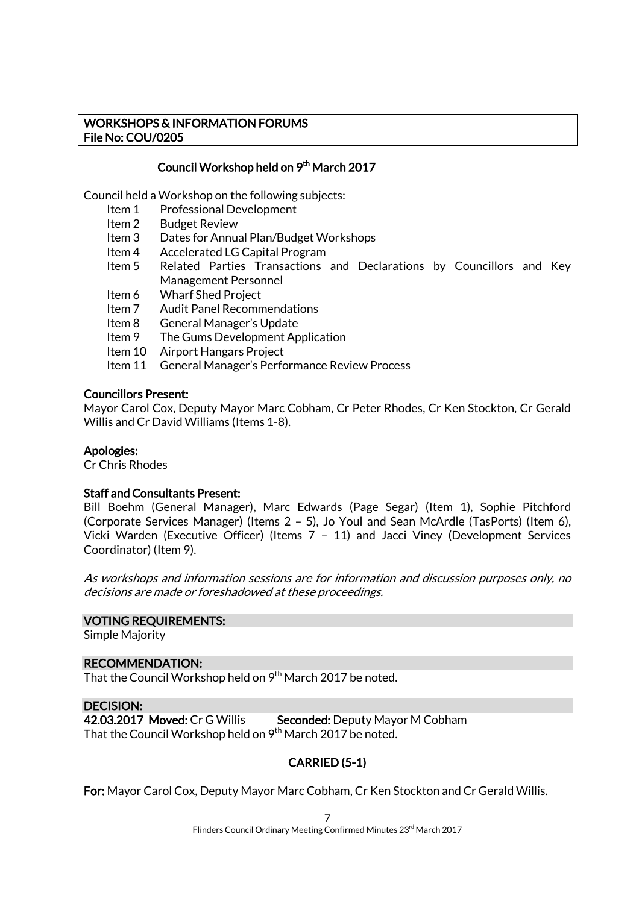**WORKSHOPS & INFORMATION FORUMS**
**File No: COU/0205**

### Council Workshop held on 9th March 2017

Council held a Workshop on the following subjects:

- Item 1 Professional Development
- Item 2 Budget Review
- Item 3 Dates for Annual Plan/Budget Workshops
- Item 4 Accelerated LG Capital Program
- Item 5 Related Parties Transactions and Declarations by Councillors and Key Management Personnel
- Item 6 Wharf Shed Project
- Item 7 Audit Panel Recommendations
- Item 8 General Manager's Update
- Item 9 The Gums Development Application
- Item 10 Airport Hangars Project
- Item 11 General Manager's Performance Review Process

**Councillors Present:**
Mayor Carol Cox, Deputy Mayor Marc Cobham, Cr Peter Rhodes, Cr Ken Stockton, Cr Gerald Willis and Cr David Williams (Items 1-8).

**Apologies:**
Cr Chris Rhodes

**Staff and Consultants Present:**
Bill Boehm (General Manager), Marc Edwards (Page Segar) (Item 1), Sophie Pitchford (Corporate Services Manager) (Items 2 – 5), Jo Youl and Sean McArdle (TasPorts) (Item 6), Vicki Warden (Executive Officer) (Items 7 – 11) and Jacci Viney (Development Services Coordinator) (Item 9).

*As workshops and information sessions are for information and discussion purposes only, no decisions are made or foreshadowed at these proceedings.*

**VOTING REQUIREMENTS:**
Simple Majority

**RECOMMENDATION:**
That the Council Workshop held on 9th March 2017 be noted.

**DECISION:**
**42.03.2017 Moved:** Cr G Willis **Seconded:** Deputy Mayor M Cobham
That the Council Workshop held on 9th March 2017 be noted.

**CARRIED (5-1)**

**For:** Mayor Carol Cox, Deputy Mayor Marc Cobham, Cr Ken Stockton and Cr Gerald Willis.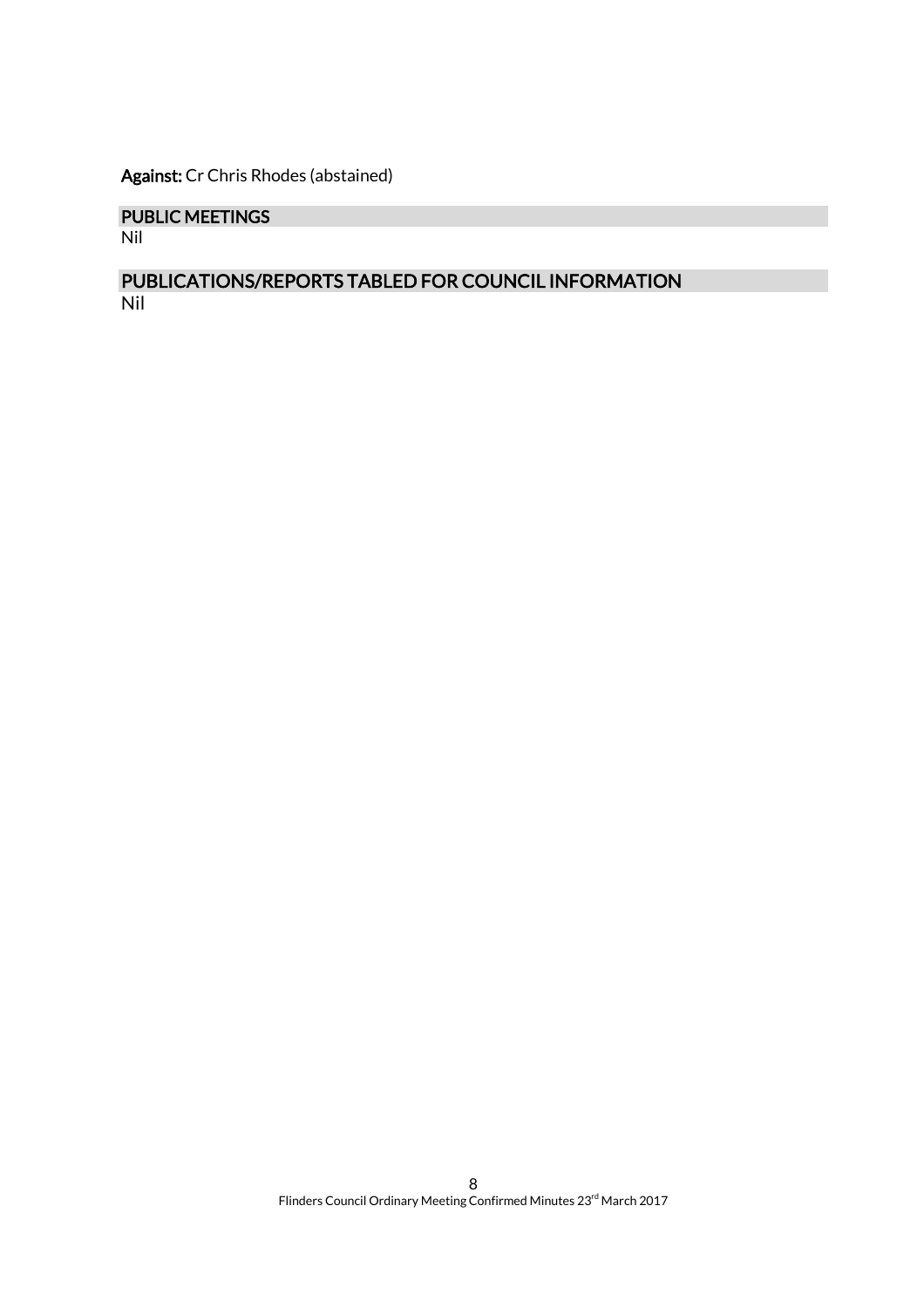**Against:** Cr Chris Rhodes (abstained)

## PUBLIC MEETINGS

Nil

## PUBLICATIONS/REPORTS TABLED FOR COUNCIL INFORMATION

Nil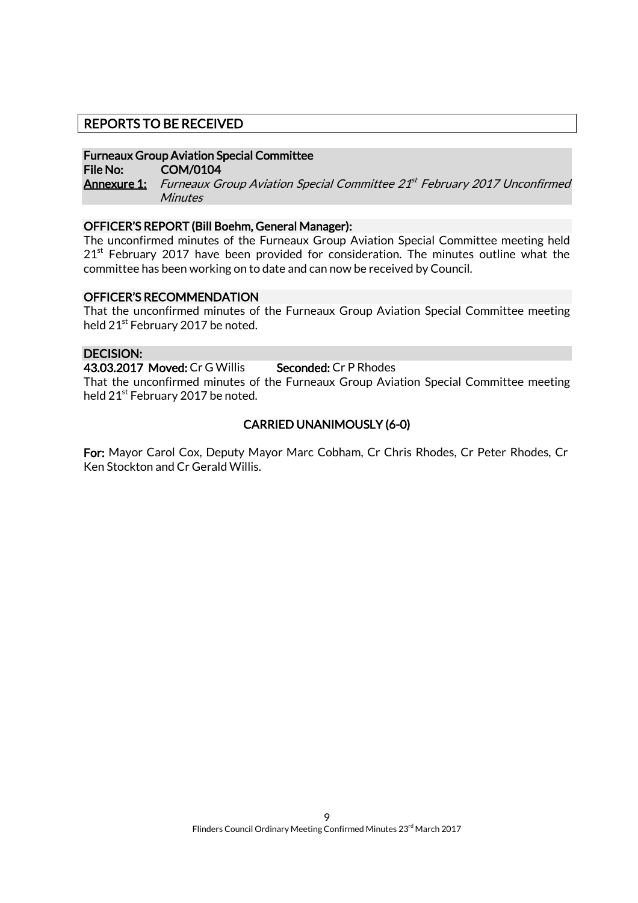## REPORTS TO BE RECEIVED

**Furneaux Group Aviation Special Committee**
**File No:** COM/0104
**Annexure 1:** *Furneaux Group Aviation Special Committee 21st February 2017 Unconfirmed Minutes*

**OFFICER'S REPORT (Bill Boehm, General Manager):**

The unconfirmed minutes of the Furneaux Group Aviation Special Committee meeting held 21st February 2017 have been provided for consideration. The minutes outline what the committee has been working on to date and can now be received by Council.

**OFFICER'S RECOMMENDATION**

That the unconfirmed minutes of the Furneaux Group Aviation Special Committee meeting held 21st February 2017 be noted.

**DECISION:**

**43.03.2017 Moved:** Cr G Willis **Seconded:** Cr P Rhodes

That the unconfirmed minutes of the Furneaux Group Aviation Special Committee meeting held 21st February 2017 be noted.

**CARRIED UNANIMOUSLY (6-0)**

**For:** Mayor Carol Cox, Deputy Mayor Marc Cobham, Cr Chris Rhodes, Cr Peter Rhodes, Cr Ken Stockton and Cr Gerald Willis.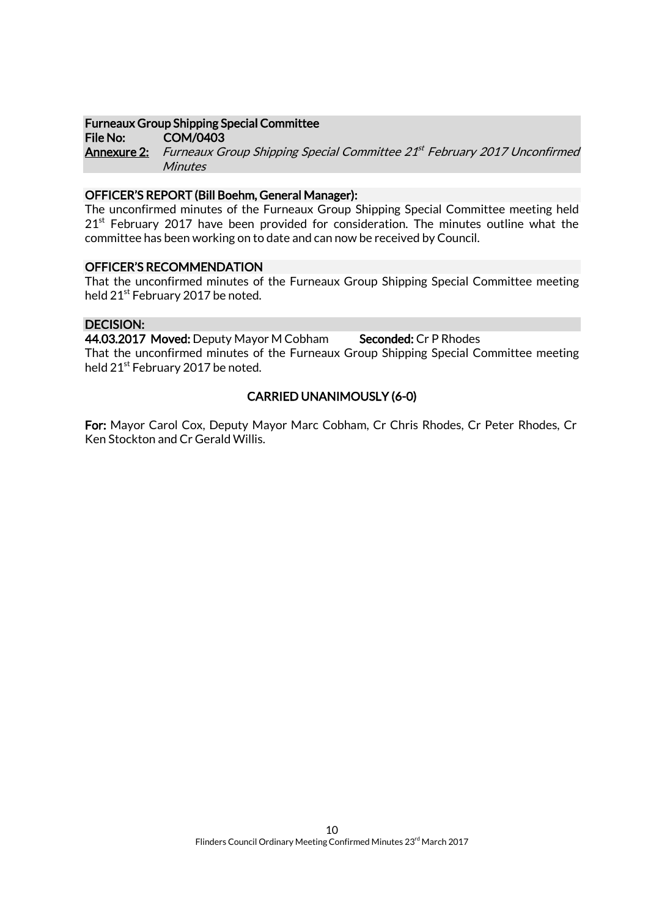**Furneaux Group Shipping Special Committee**
**File No:** COM/0403
**Annexure 2:** *Furneaux Group Shipping Special Committee 21st February 2017 Unconfirmed Minutes*

**OFFICER'S REPORT (Bill Boehm, General Manager):**

The unconfirmed minutes of the Furneaux Group Shipping Special Committee meeting held 21st February 2017 have been provided for consideration. The minutes outline what the committee has been working on to date and can now be received by Council.

**OFFICER'S RECOMMENDATION**

That the unconfirmed minutes of the Furneaux Group Shipping Special Committee meeting held 21st February 2017 be noted.

**DECISION:**

**44.03.2017 Moved:** Deputy Mayor M Cobham **Seconded:** Cr P Rhodes

That the unconfirmed minutes of the Furneaux Group Shipping Special Committee meeting held 21st February 2017 be noted.

**CARRIED UNANIMOUSLY (6-0)**

**For:** Mayor Carol Cox, Deputy Mayor Marc Cobham, Cr Chris Rhodes, Cr Peter Rhodes, Cr Ken Stockton and Cr Gerald Willis.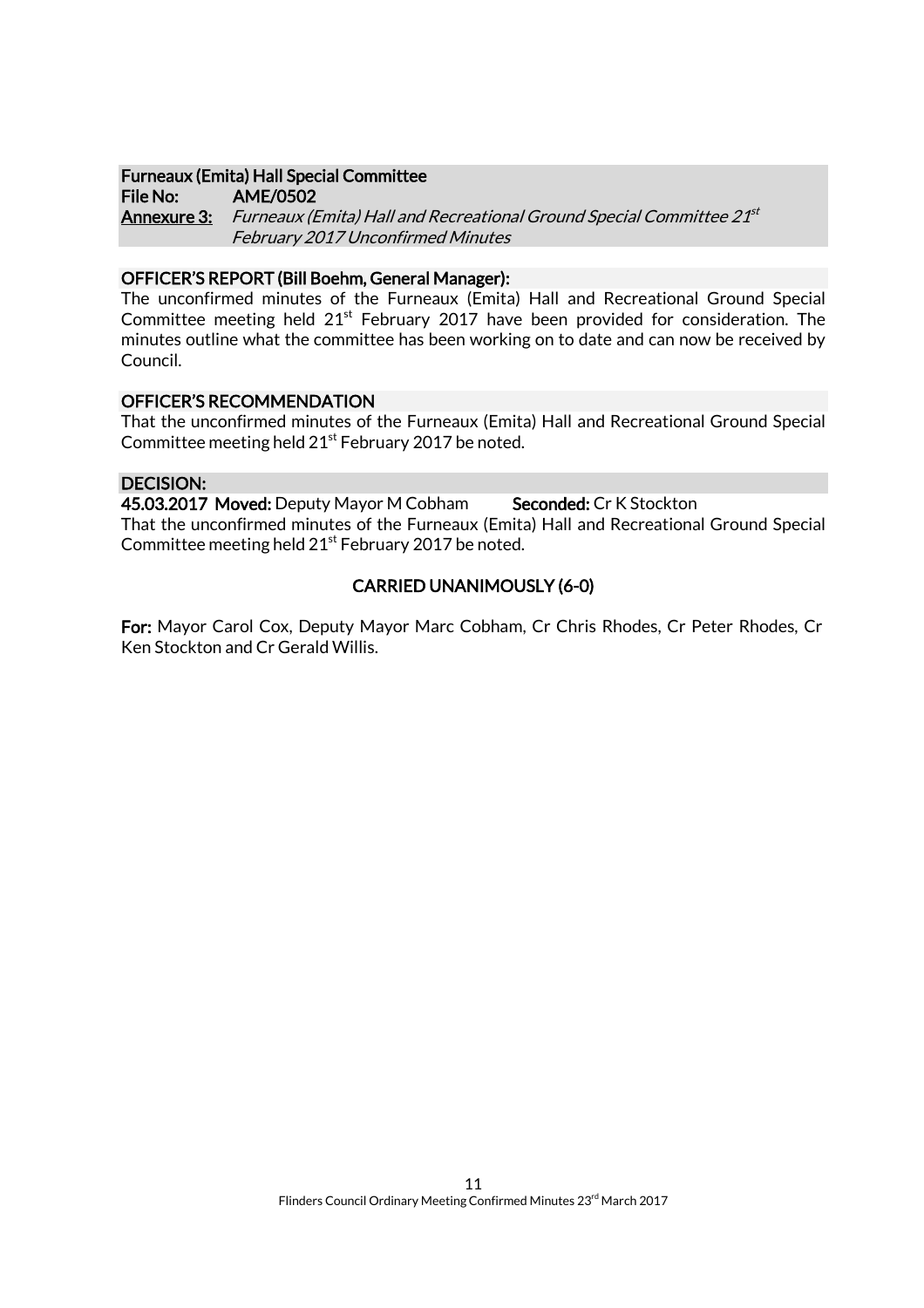**Furneaux (Emita) Hall Special Committee**
**File No:** AME/0502
**Annexure 3:** *Furneaux (Emita) Hall and Recreational Ground Special Committee 21st February 2017 Unconfirmed Minutes*

**OFFICER'S REPORT (Bill Boehm, General Manager):**

The unconfirmed minutes of the Furneaux (Emita) Hall and Recreational Ground Special Committee meeting held 21st February 2017 have been provided for consideration. The minutes outline what the committee has been working on to date and can now be received by Council.

**OFFICER'S RECOMMENDATION**

That the unconfirmed minutes of the Furneaux (Emita) Hall and Recreational Ground Special Committee meeting held 21st February 2017 be noted.

**DECISION:**

**45.03.2017 Moved:** Deputy Mayor M Cobham **Seconded:** Cr K Stockton

That the unconfirmed minutes of the Furneaux (Emita) Hall and Recreational Ground Special Committee meeting held 21st February 2017 be noted.

**CARRIED UNANIMOUSLY (6-0)**

**For:** Mayor Carol Cox, Deputy Mayor Marc Cobham, Cr Chris Rhodes, Cr Peter Rhodes, Cr Ken Stockton and Cr Gerald Willis.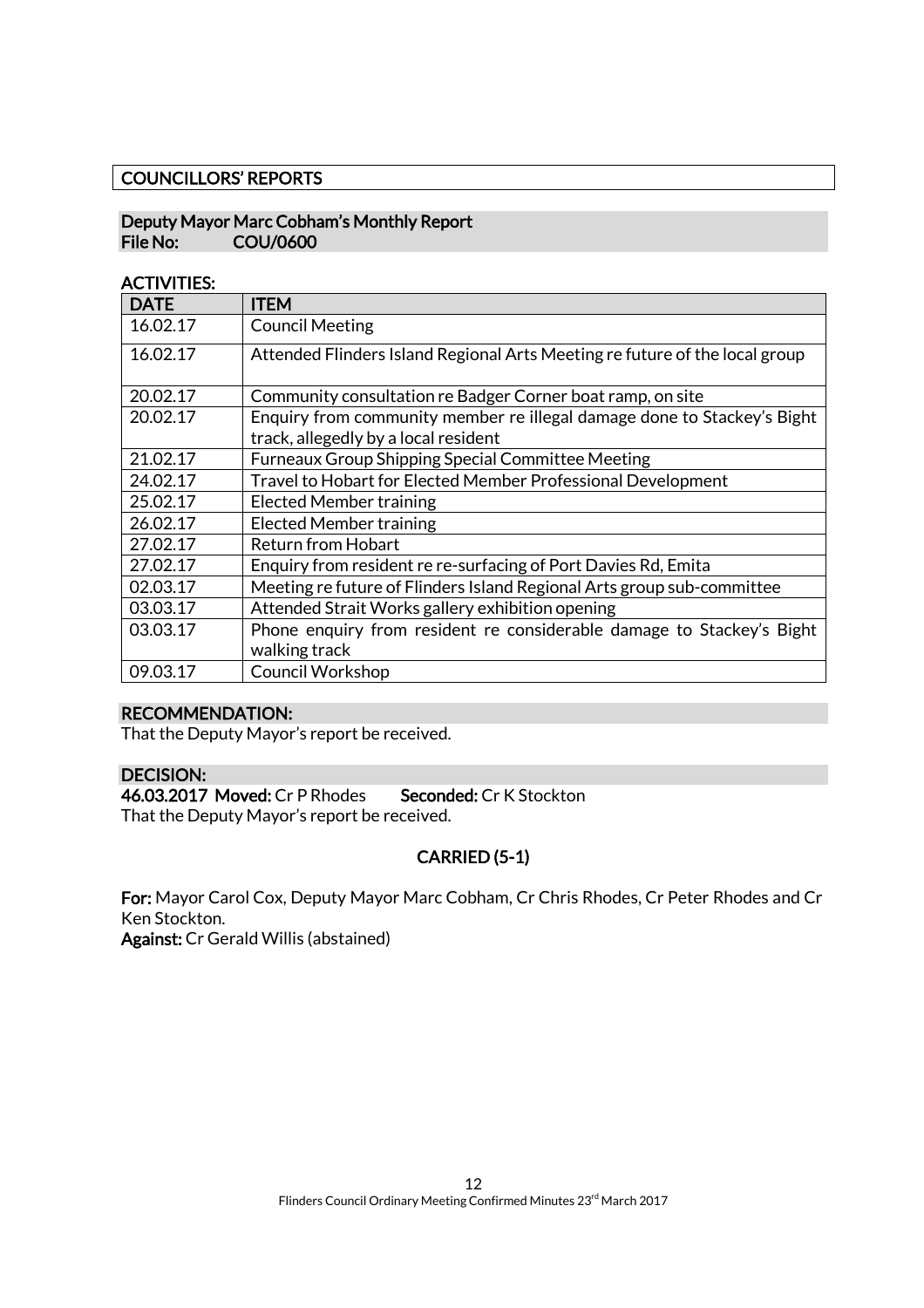## COUNCILLORS' REPORTS

### Deputy Mayor Marc Cobham's Monthly Report
**File No: COU/0600**

**ACTIVITIES:**

| DATE | ITEM |
|---|---|
| 16.02.17 | Council Meeting |
| 16.02.17 | Attended Flinders Island Regional Arts Meeting re future of the local group |
| 20.02.17 | Community consultation re Badger Corner boat ramp, on site |
| 20.02.17 | Enquiry from community member re illegal damage done to Stackey's Bight track, allegedly by a local resident |
| 21.02.17 | Furneaux Group Shipping Special Committee Meeting |
| 24.02.17 | Travel to Hobart for Elected Member Professional Development |
| 25.02.17 | Elected Member training |
| 26.02.17 | Elected Member training |
| 27.02.17 | Return from Hobart |
| 27.02.17 | Enquiry from resident re re-surfacing of Port Davies Rd, Emita |
| 02.03.17 | Meeting re future of Flinders Island Regional Arts group sub-committee |
| 03.03.17 | Attended Strait Works gallery exhibition opening |
| 03.03.17 | Phone enquiry from resident re considerable damage to Stackey's Bight walking track |
| 09.03.17 | Council Workshop |

**RECOMMENDATION:**

That the Deputy Mayor's report be received.

**DECISION:**

**46.03.2017 Moved:** Cr P Rhodes **Seconded:** Cr K Stockton

That the Deputy Mayor's report be received.

**CARRIED (5-1)**

**For:** Mayor Carol Cox, Deputy Mayor Marc Cobham, Cr Chris Rhodes, Cr Peter Rhodes and Cr Ken Stockton.

**Against:** Cr Gerald Willis (abstained)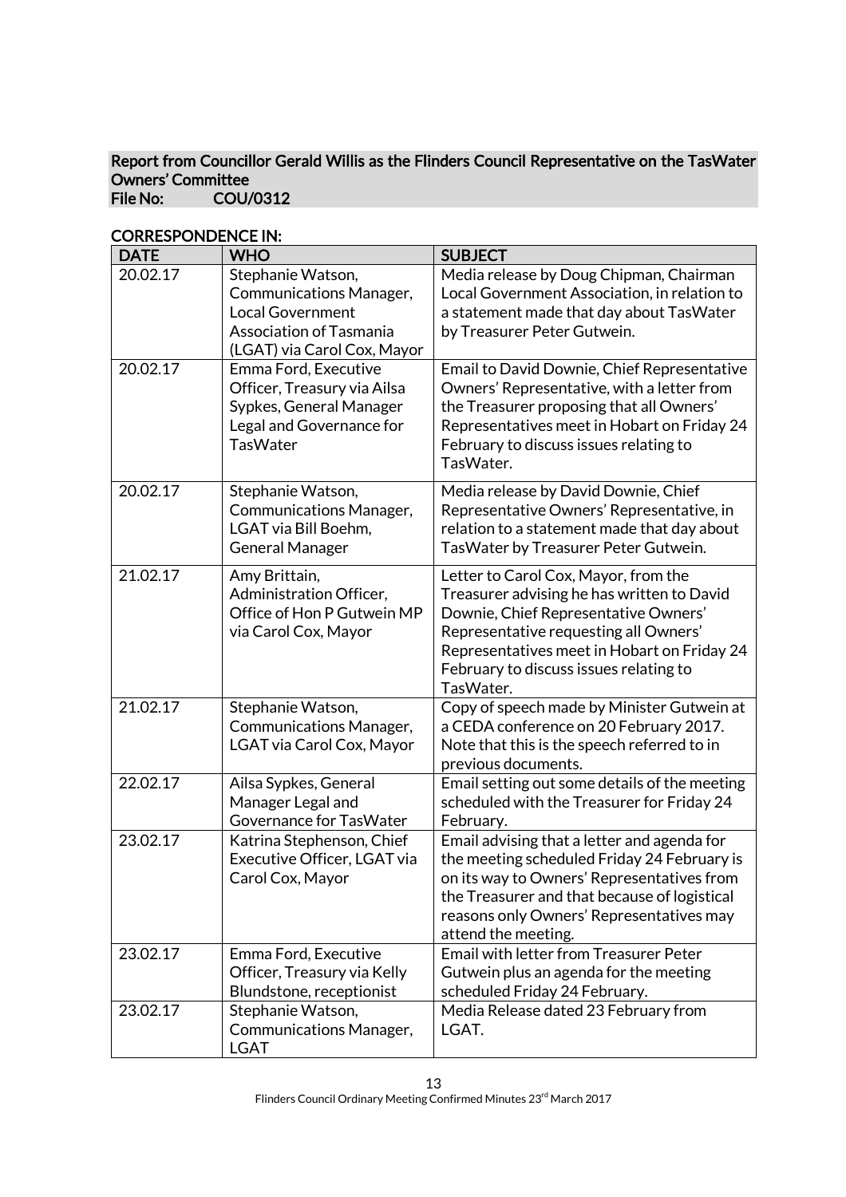**Report from Councillor Gerald Willis as the Flinders Council Representative on the TasWater Owners' Committee**
**File No: COU/0312**

**CORRESPONDENCE IN:**

| DATE | WHO | SUBJECT |
|---|---|---|
| 20.02.17 | Stephanie Watson, Communications Manager, Local Government Association of Tasmania (LGAT) via Carol Cox, Mayor | Media release by Doug Chipman, Chairman Local Government Association, in relation to a statement made that day about TasWater by Treasurer Peter Gutwein. |
| 20.02.17 | Emma Ford, Executive Officer, Treasury via Ailsa Sypkes, General Manager Legal and Governance for TasWater | Email to David Downie, Chief Representative Owners' Representative, with a letter from the Treasurer proposing that all Owners' Representatives meet in Hobart on Friday 24 February to discuss issues relating to TasWater. |
| 20.02.17 | Stephanie Watson, Communications Manager, LGAT via Bill Boehm, General Manager | Media release by David Downie, Chief Representative Owners' Representative, in relation to a statement made that day about TasWater by Treasurer Peter Gutwein. |
| 21.02.17 | Amy Brittain, Administration Officer, Office of Hon P Gutwein MP via Carol Cox, Mayor | Letter to Carol Cox, Mayor, from the Treasurer advising he has written to David Downie, Chief Representative Owners' Representative requesting all Owners' Representatives meet in Hobart on Friday 24 February to discuss issues relating to TasWater. |
| 21.02.17 | Stephanie Watson, Communications Manager, LGAT via Carol Cox, Mayor | Copy of speech made by Minister Gutwein at a CEDA conference on 20 February 2017. Note that this is the speech referred to in previous documents. |
| 22.02.17 | Ailsa Sypkes, General Manager Legal and Governance for TasWater | Email setting out some details of the meeting scheduled with the Treasurer for Friday 24 February. |
| 23.02.17 | Katrina Stephenson, Chief Executive Officer, LGAT via Carol Cox, Mayor | Email advising that a letter and agenda for the meeting scheduled Friday 24 February is on its way to Owners' Representatives from the Treasurer and that because of logistical reasons only Owners' Representatives may attend the meeting. |
| 23.02.17 | Emma Ford, Executive Officer, Treasury via Kelly Blundstone, receptionist | Email with letter from Treasurer Peter Gutwein plus an agenda for the meeting scheduled Friday 24 February. |
| 23.02.17 | Stephanie Watson, Communications Manager, LGAT | Media Release dated 23 February from LGAT. |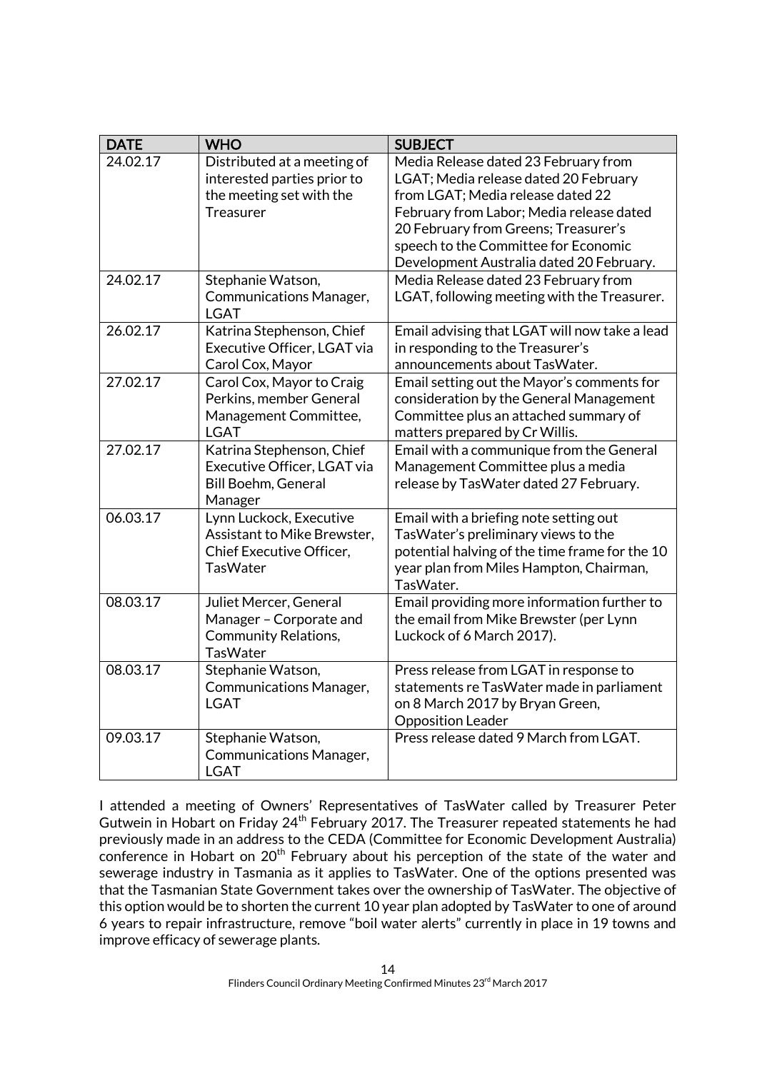| DATE | WHO | SUBJECT |
|---|---|---|
| 24.02.17 | Distributed at a meeting of interested parties prior to the meeting set with the Treasurer | Media Release dated 23 February from LGAT; Media release dated 20 February from LGAT; Media release dated 22 February from Labor; Media release dated 20 February from Greens; Treasurer's speech to the Committee for Economic Development Australia dated 20 February. |
| 24.02.17 | Stephanie Watson, Communications Manager, LGAT | Media Release dated 23 February from LGAT, following meeting with the Treasurer. |
| 26.02.17 | Katrina Stephenson, Chief Executive Officer, LGAT via Carol Cox, Mayor | Email advising that LGAT will now take a lead in responding to the Treasurer's announcements about TasWater. |
| 27.02.17 | Carol Cox, Mayor to Craig Perkins, member General Management Committee, LGAT | Email setting out the Mayor's comments for consideration by the General Management Committee plus an attached summary of matters prepared by Cr Willis. |
| 27.02.17 | Katrina Stephenson, Chief Executive Officer, LGAT via Bill Boehm, General Manager | Email with a communique from the General Management Committee plus a media release by TasWater dated 27 February. |
| 06.03.17 | Lynn Luckock, Executive Assistant to Mike Brewster, Chief Executive Officer, TasWater | Email with a briefing note setting out TasWater's preliminary views to the potential halving of the time frame for the 10 year plan from Miles Hampton, Chairman, TasWater. |
| 08.03.17 | Juliet Mercer, General Manager – Corporate and Community Relations, TasWater | Email providing more information further to the email from Mike Brewster (per Lynn Luckock of 6 March 2017). |
| 08.03.17 | Stephanie Watson, Communications Manager, LGAT | Press release from LGAT in response to statements re TasWater made in parliament on 8 March 2017 by Bryan Green, Opposition Leader |
| 09.03.17 | Stephanie Watson, Communications Manager, LGAT | Press release dated 9 March from LGAT. |

I attended a meeting of Owners' Representatives of TasWater called by Treasurer Peter Gutwein in Hobart on Friday 24th February 2017. The Treasurer repeated statements he had previously made in an address to the CEDA (Committee for Economic Development Australia) conference in Hobart on 20th February about his perception of the state of the water and sewerage industry in Tasmania as it applies to TasWater. One of the options presented was that the Tasmanian State Government takes over the ownership of TasWater. The objective of this option would be to shorten the current 10 year plan adopted by TasWater to one of around 6 years to repair infrastructure, remove "boil water alerts" currently in place in 19 towns and improve efficacy of sewerage plants.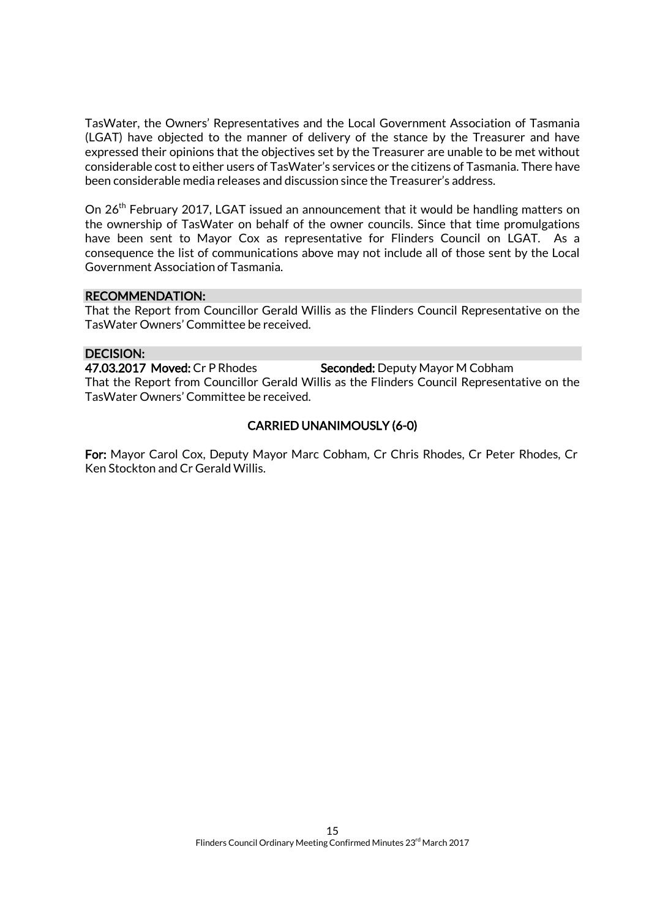TasWater, the Owners' Representatives and the Local Government Association of Tasmania (LGAT) have objected to the manner of delivery of the stance by the Treasurer and have expressed their opinions that the objectives set by the Treasurer are unable to be met without considerable cost to either users of TasWater's services or the citizens of Tasmania. There have been considerable media releases and discussion since the Treasurer's address.

On 26th February 2017, LGAT issued an announcement that it would be handling matters on the ownership of TasWater on behalf of the owner councils. Since that time promulgations have been sent to Mayor Cox as representative for Flinders Council on LGAT. As a consequence the list of communications above may not include all of those sent by the Local Government Association of Tasmania.

**RECOMMENDATION:**

That the Report from Councillor Gerald Willis as the Flinders Council Representative on the TasWater Owners' Committee be received.

**DECISION:**

**47.03.2017 Moved:** Cr P Rhodes **Seconded:** Deputy Mayor M Cobham

That the Report from Councillor Gerald Willis as the Flinders Council Representative on the TasWater Owners' Committee be received.

**CARRIED UNANIMOUSLY (6-0)**

**For:** Mayor Carol Cox, Deputy Mayor Marc Cobham, Cr Chris Rhodes, Cr Peter Rhodes, Cr Ken Stockton and Cr Gerald Willis.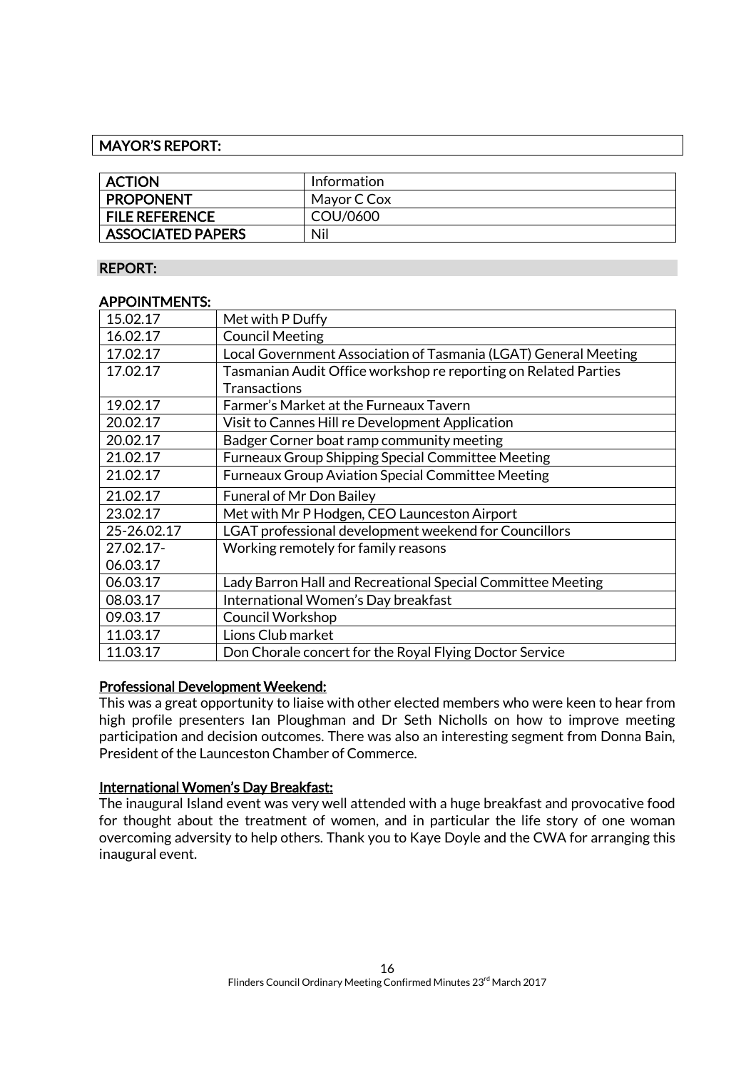## MAYOR'S REPORT:

| ACTION | Information |
|---|---|
| PROPONENT | Mayor C Cox |
| FILE REFERENCE | COU/0600 |
| ASSOCIATED PAPERS | Nil |

### REPORT:

### APPOINTMENTS:

| Date | Appointment |
|---|---|
| 15.02.17 | Met with P Duffy |
| 16.02.17 | Council Meeting |
| 17.02.17 | Local Government Association of Tasmania (LGAT) General Meeting |
| 17.02.17 | Tasmanian Audit Office workshop re reporting on Related Parties Transactions |
| 19.02.17 | Farmer's Market at the Furneaux Tavern |
| 20.02.17 | Visit to Cannes Hill re Development Application |
| 20.02.17 | Badger Corner boat ramp community meeting |
| 21.02.17 | Furneaux Group Shipping Special Committee Meeting |
| 21.02.17 | Furneaux Group Aviation Special Committee Meeting |
| 21.02.17 | Funeral of Mr Don Bailey |
| 23.02.17 | Met with Mr P Hodgen, CEO Launceston Airport |
| 25-26.02.17 | LGAT professional development weekend for Councillors |
| 27.02.17-06.03.17 | Working remotely for family reasons |
| 06.03.17 | Lady Barron Hall and Recreational Special Committee Meeting |
| 08.03.17 | International Women's Day breakfast |
| 09.03.17 | Council Workshop |
| 11.03.17 | Lions Club market |
| 11.03.17 | Don Chorale concert for the Royal Flying Doctor Service |

#### Professional Development Weekend:

This was a great opportunity to liaise with other elected members who were keen to hear from high profile presenters Ian Ploughman and Dr Seth Nicholls on how to improve meeting participation and decision outcomes. There was also an interesting segment from Donna Bain, President of the Launceston Chamber of Commerce.

#### International Women's Day Breakfast:

The inaugural Island event was very well attended with a huge breakfast and provocative food for thought about the treatment of women, and in particular the life story of one woman overcoming adversity to help others. Thank you to Kaye Doyle and the CWA for arranging this inaugural event.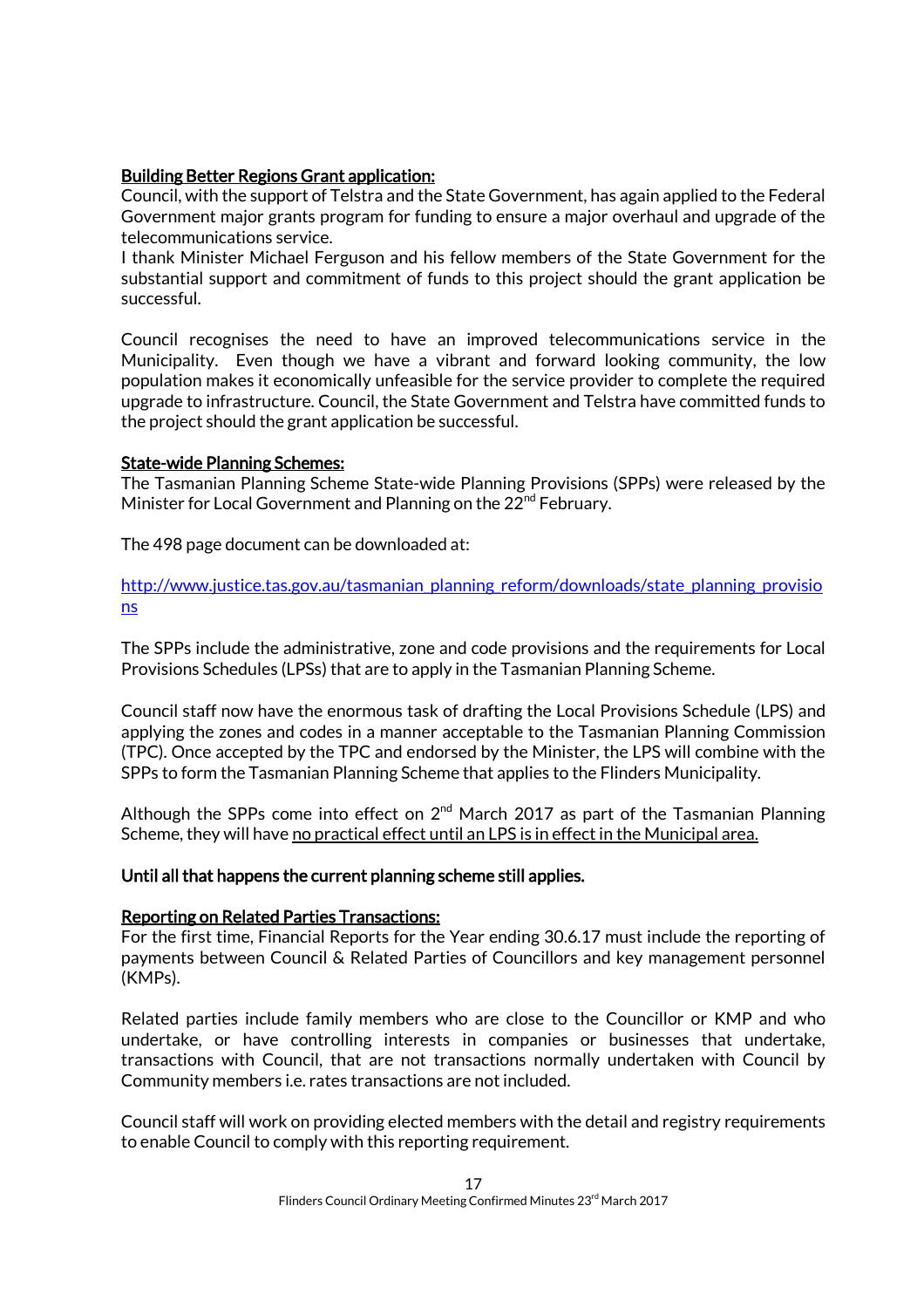**Building Better Regions Grant application:**

Council, with the support of Telstra and the State Government, has again applied to the Federal Government major grants program for funding to ensure a major overhaul and upgrade of the telecommunications service.

I thank Minister Michael Ferguson and his fellow members of the State Government for the substantial support and commitment of funds to this project should the grant application be successful.

Council recognises the need to have an improved telecommunications service in the Municipality. Even though we have a vibrant and forward looking community, the low population makes it economically unfeasible for the service provider to complete the required upgrade to infrastructure. Council, the State Government and Telstra have committed funds to the project should the grant application be successful.

**State-wide Planning Schemes:**

The Tasmanian Planning Scheme State-wide Planning Provisions (SPPs) were released by the Minister for Local Government and Planning on the 22nd February.

The 498 page document can be downloaded at:

http://www.justice.tas.gov.au/tasmanian_planning_reform/downloads/state_planning_provisions

The SPPs include the administrative, zone and code provisions and the requirements for Local Provisions Schedules (LPSs) that are to apply in the Tasmanian Planning Scheme.

Council staff now have the enormous task of drafting the Local Provisions Schedule (LPS) and applying the zones and codes in a manner acceptable to the Tasmanian Planning Commission (TPC). Once accepted by the TPC and endorsed by the Minister, the LPS will combine with the SPPs to form the Tasmanian Planning Scheme that applies to the Flinders Municipality.

Although the SPPs come into effect on 2nd March 2017 as part of the Tasmanian Planning Scheme, they will have no practical effect until an LPS is in effect in the Municipal area.

**Until all that happens the current planning scheme still applies.**

**Reporting on Related Parties Transactions:**

For the first time, Financial Reports for the Year ending 30.6.17 must include the reporting of payments between Council & Related Parties of Councillors and key management personnel (KMPs).

Related parties include family members who are close to the Councillor or KMP and who undertake, or have controlling interests in companies or businesses that undertake, transactions with Council, that are not transactions normally undertaken with Council by Community members i.e. rates transactions are not included.

Council staff will work on providing elected members with the detail and registry requirements to enable Council to comply with this reporting requirement.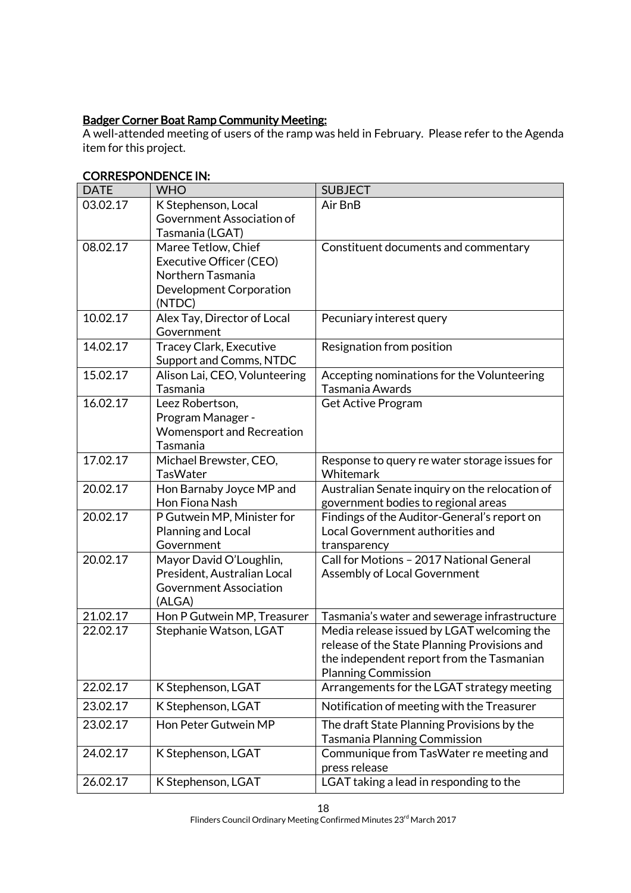**Badger Corner Boat Ramp Community Meeting:**

A well-attended meeting of users of the ramp was held in February. Please refer to the Agenda item for this project.

**CORRESPONDENCE IN:**

| DATE | WHO | SUBJECT |
|---|---|---|
| 03.02.17 | K Stephenson, Local Government Association of Tasmania (LGAT) | Air BnB |
| 08.02.17 | Maree Tetlow, Chief Executive Officer (CEO) Northern Tasmania Development Corporation (NTDC) | Constituent documents and commentary |
| 10.02.17 | Alex Tay, Director of Local Government | Pecuniary interest query |
| 14.02.17 | Tracey Clark, Executive Support and Comms, NTDC | Resignation from position |
| 15.02.17 | Alison Lai, CEO, Volunteering Tasmania | Accepting nominations for the Volunteering Tasmania Awards |
| 16.02.17 | Leez Robertson, Program Manager - Womensport and Recreation Tasmania | Get Active Program |
| 17.02.17 | Michael Brewster, CEO, TasWater | Response to query re water storage issues for Whitemark |
| 20.02.17 | Hon Barnaby Joyce MP and Hon Fiona Nash | Australian Senate inquiry on the relocation of government bodies to regional areas |
| 20.02.17 | P Gutwein MP, Minister for Planning and Local Government | Findings of the Auditor-General's report on Local Government authorities and transparency |
| 20.02.17 | Mayor David O'Loughlin, President, Australian Local Government Association (ALGA) | Call for Motions – 2017 National General Assembly of Local Government |
| 21.02.17 | Hon P Gutwein MP, Treasurer | Tasmania's water and sewerage infrastructure |
| 22.02.17 | Stephanie Watson, LGAT | Media release issued by LGAT welcoming the release of the State Planning Provisions and the independent report from the Tasmanian Planning Commission |
| 22.02.17 | K Stephenson, LGAT | Arrangements for the LGAT strategy meeting |
| 23.02.17 | K Stephenson, LGAT | Notification of meeting with the Treasurer |
| 23.02.17 | Hon Peter Gutwein MP | The draft State Planning Provisions by the Tasmania Planning Commission |
| 24.02.17 | K Stephenson, LGAT | Communique from TasWater re meeting and press release |
| 26.02.17 | K Stephenson, LGAT | LGAT taking a lead in responding to the |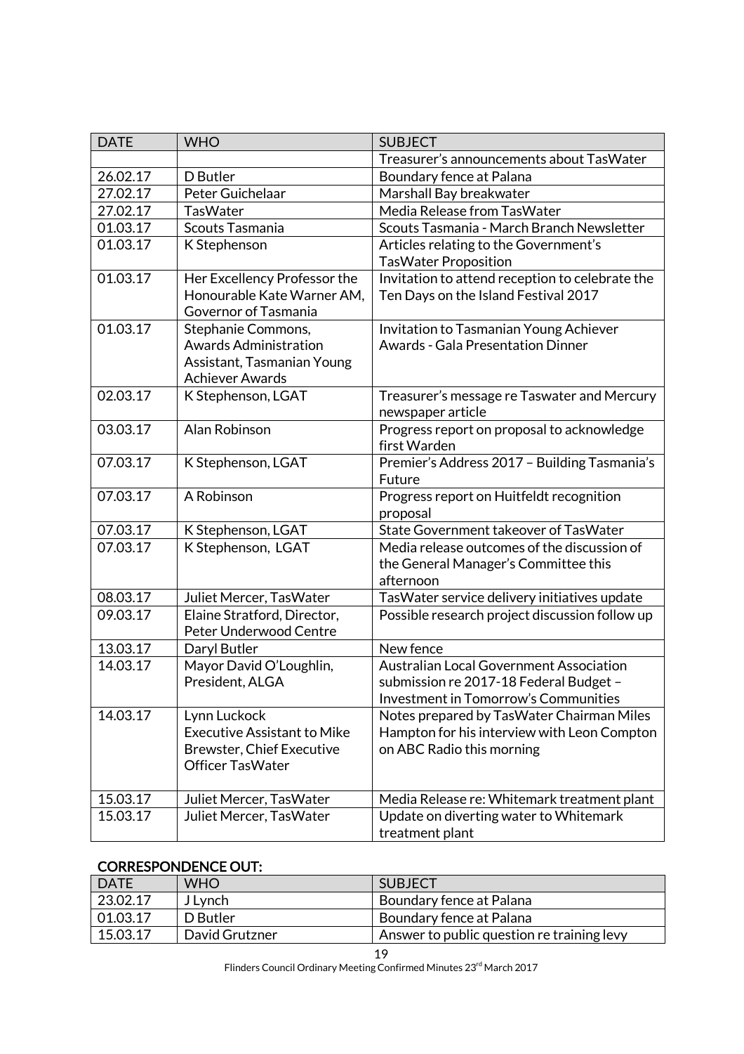| DATE | WHO | SUBJECT |
|---|---|---|
| | | Treasurer's announcements about TasWater |
| 26.02.17 | D Butler | Boundary fence at Palana |
| 27.02.17 | Peter Guichelaar | Marshall Bay breakwater |
| 27.02.17 | TasWater | Media Release from TasWater |
| 01.03.17 | Scouts Tasmania | Scouts Tasmania - March Branch Newsletter |
| 01.03.17 | K Stephenson | Articles relating to the Government's TasWater Proposition |
| 01.03.17 | Her Excellency Professor the Honourable Kate Warner AM, Governor of Tasmania | Invitation to attend reception to celebrate the Ten Days on the Island Festival 2017 |
| 01.03.17 | Stephanie Commons, Awards Administration Assistant, Tasmanian Young Achiever Awards | Invitation to Tasmanian Young Achiever Awards - Gala Presentation Dinner |
| 02.03.17 | K Stephenson, LGAT | Treasurer's message re Taswater and Mercury newspaper article |
| 03.03.17 | Alan Robinson | Progress report on proposal to acknowledge first Warden |
| 07.03.17 | K Stephenson, LGAT | Premier's Address 2017 – Building Tasmania's Future |
| 07.03.17 | A Robinson | Progress report on Huitfeldt recognition proposal |
| 07.03.17 | K Stephenson, LGAT | State Government takeover of TasWater |
| 07.03.17 | K Stephenson, LGAT | Media release outcomes of the discussion of the General Manager's Committee this afternoon |
| 08.03.17 | Juliet Mercer, TasWater | TasWater service delivery initiatives update |
| 09.03.17 | Elaine Stratford, Director, Peter Underwood Centre | Possible research project discussion follow up |
| 13.03.17 | Daryl Butler | New fence |
| 14.03.17 | Mayor David O'Loughlin, President, ALGA | Australian Local Government Association submission re 2017-18 Federal Budget – Investment in Tomorrow's Communities |
| 14.03.17 | Lynn Luckock Executive Assistant to Mike Brewster, Chief Executive Officer TasWater | Notes prepared by TasWater Chairman Miles Hampton for his interview with Leon Compton on ABC Radio this morning |
| 15.03.17 | Juliet Mercer, TasWater | Media Release re: Whitemark treatment plant |
| 15.03.17 | Juliet Mercer, TasWater | Update on diverting water to Whitemark treatment plant |

## CORRESPONDENCE OUT:

| DATE | WHO | SUBJECT |
|---|---|---|
| 23.02.17 | J Lynch | Boundary fence at Palana |
| 01.03.17 | D Butler | Boundary fence at Palana |
| 15.03.17 | David Grutzner | Answer to public question re training levy |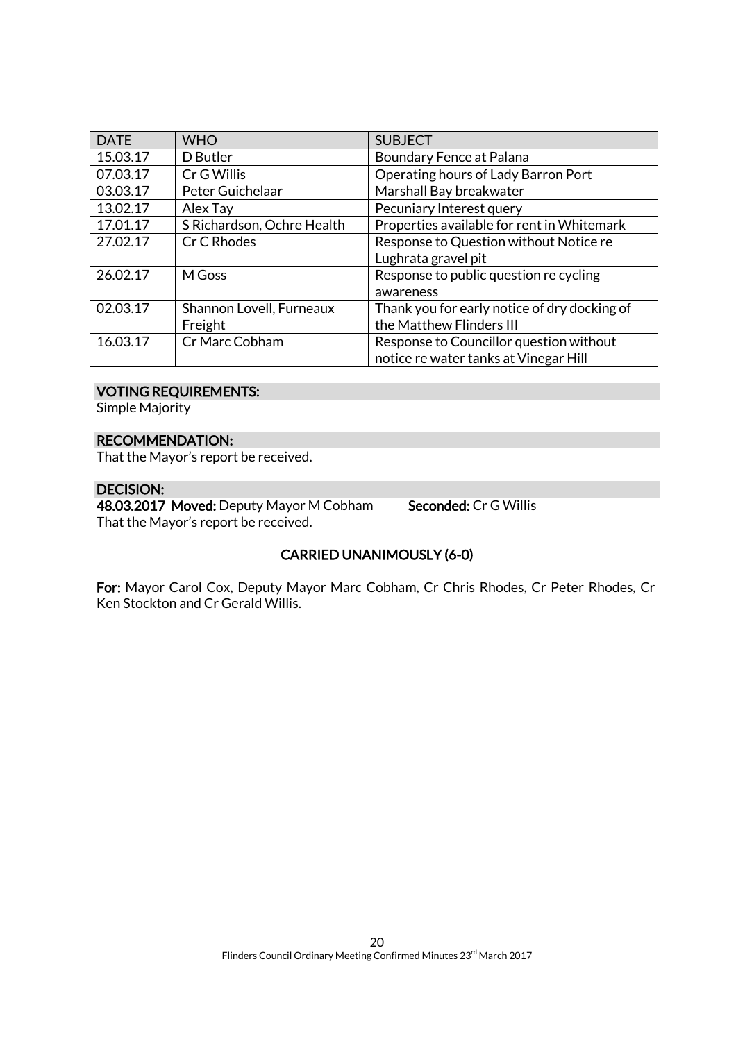| DATE | WHO | SUBJECT |
|---|---|---|
| 15.03.17 | D Butler | Boundary Fence at Palana |
| 07.03.17 | Cr G Willis | Operating hours of Lady Barron Port |
| 03.03.17 | Peter Guichelaar | Marshall Bay breakwater |
| 13.02.17 | Alex Tay | Pecuniary Interest query |
| 17.01.17 | S Richardson, Ochre Health | Properties available for rent in Whitemark |
| 27.02.17 | Cr C Rhodes | Response to Question without Notice re Lughrata gravel pit |
| 26.02.17 | M Goss | Response to public question re cycling awareness |
| 02.03.17 | Shannon Lovell, Furneaux Freight | Thank you for early notice of dry docking of the Matthew Flinders III |
| 16.03.17 | Cr Marc Cobham | Response to Councillor question without notice re water tanks at Vinegar Hill |

**VOTING REQUIREMENTS:**
Simple Majority

**RECOMMENDATION:**
That the Mayor's report be received.

**DECISION:**
**48.03.2017 Moved:** Deputy Mayor M Cobham **Seconded:** Cr G Willis
That the Mayor's report be received.

**CARRIED UNANIMOUSLY (6-0)**

**For:** Mayor Carol Cox, Deputy Mayor Marc Cobham, Cr Chris Rhodes, Cr Peter Rhodes, Cr Ken Stockton and Cr Gerald Willis.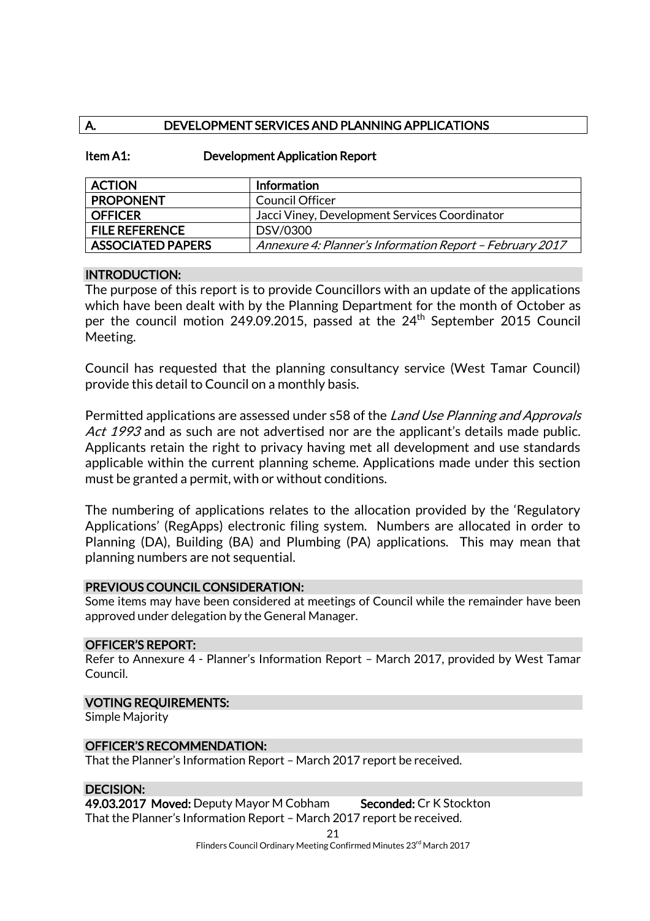## A. DEVELOPMENT SERVICES AND PLANNING APPLICATIONS

### Item A1: Development Application Report

| **ACTION** | **Information** |
|---|---|
| **PROPONENT** | Council Officer |
| **OFFICER** | Jacci Viney, Development Services Coordinator |
| **FILE REFERENCE** | DSV/0300 |
| **ASSOCIATED PAPERS** | *Annexure 4: Planner's Information Report – February 2017* |

**INTRODUCTION:**

The purpose of this report is to provide Councillors with an update of the applications which have been dealt with by the Planning Department for the month of October as per the council motion 249.09.2015, passed at the 24th September 2015 Council Meeting.

Council has requested that the planning consultancy service (West Tamar Council) provide this detail to Council on a monthly basis.

Permitted applications are assessed under s58 of the *Land Use Planning and Approvals Act 1993* and as such are not advertised nor are the applicant's details made public. Applicants retain the right to privacy having met all development and use standards applicable within the current planning scheme. Applications made under this section must be granted a permit, with or without conditions.

The numbering of applications relates to the allocation provided by the 'Regulatory Applications' (RegApps) electronic filing system. Numbers are allocated in order to Planning (DA), Building (BA) and Plumbing (PA) applications. This may mean that planning numbers are not sequential.

**PREVIOUS COUNCIL CONSIDERATION:**

Some items may have been considered at meetings of Council while the remainder have been approved under delegation by the General Manager.

**OFFICER'S REPORT:**

Refer to Annexure 4 - Planner's Information Report – March 2017, provided by West Tamar Council.

**VOTING REQUIREMENTS:**

Simple Majority

**OFFICER'S RECOMMENDATION:**

That the Planner's Information Report – March 2017 report be received.

**DECISION:**

**49.03.2017 Moved:** Deputy Mayor M Cobham **Seconded:** Cr K Stockton

That the Planner's Information Report – March 2017 report be received.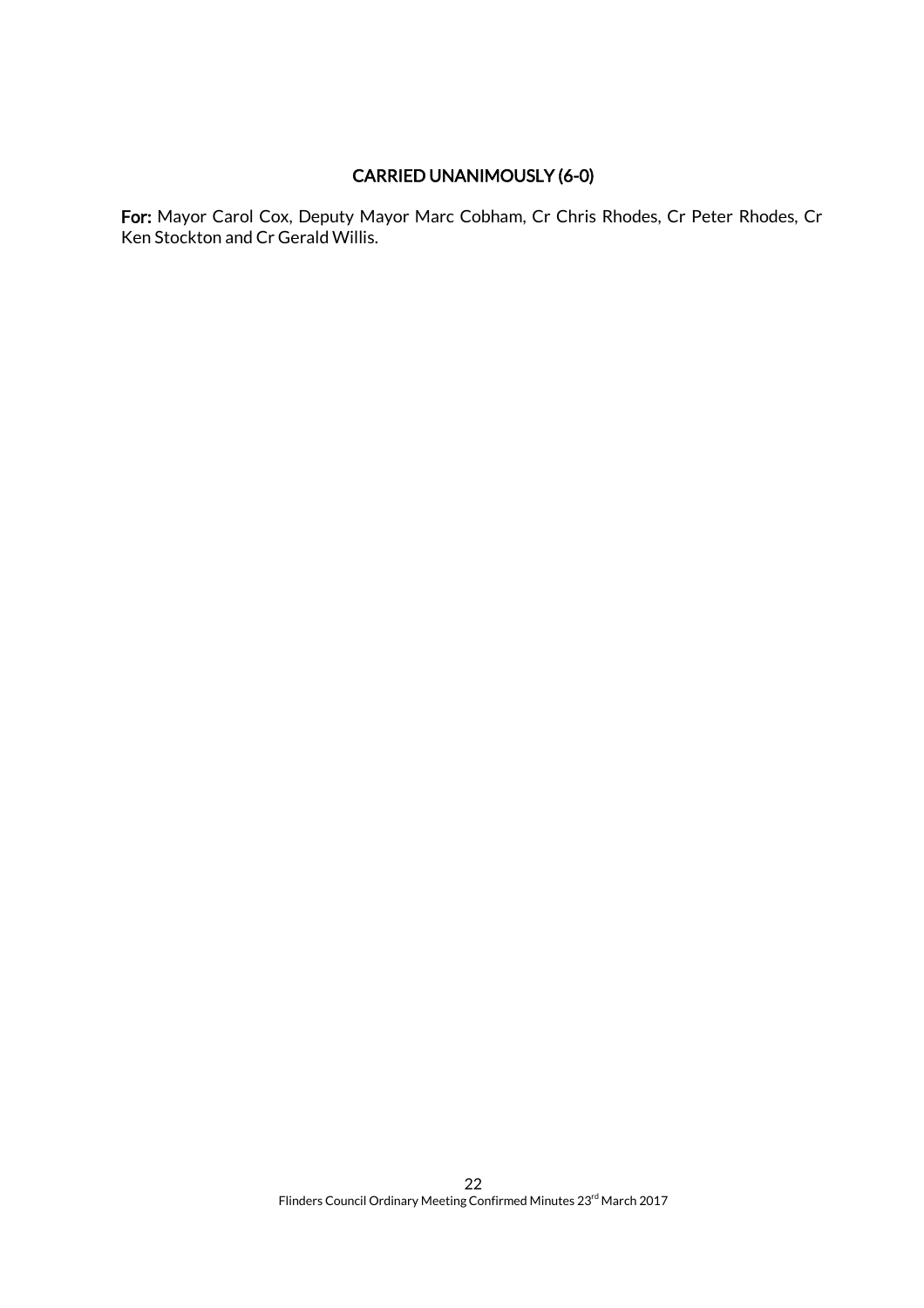**CARRIED UNANIMOUSLY (6-0)**

**For:** Mayor Carol Cox, Deputy Mayor Marc Cobham, Cr Chris Rhodes, Cr Peter Rhodes, Cr Ken Stockton and Cr Gerald Willis.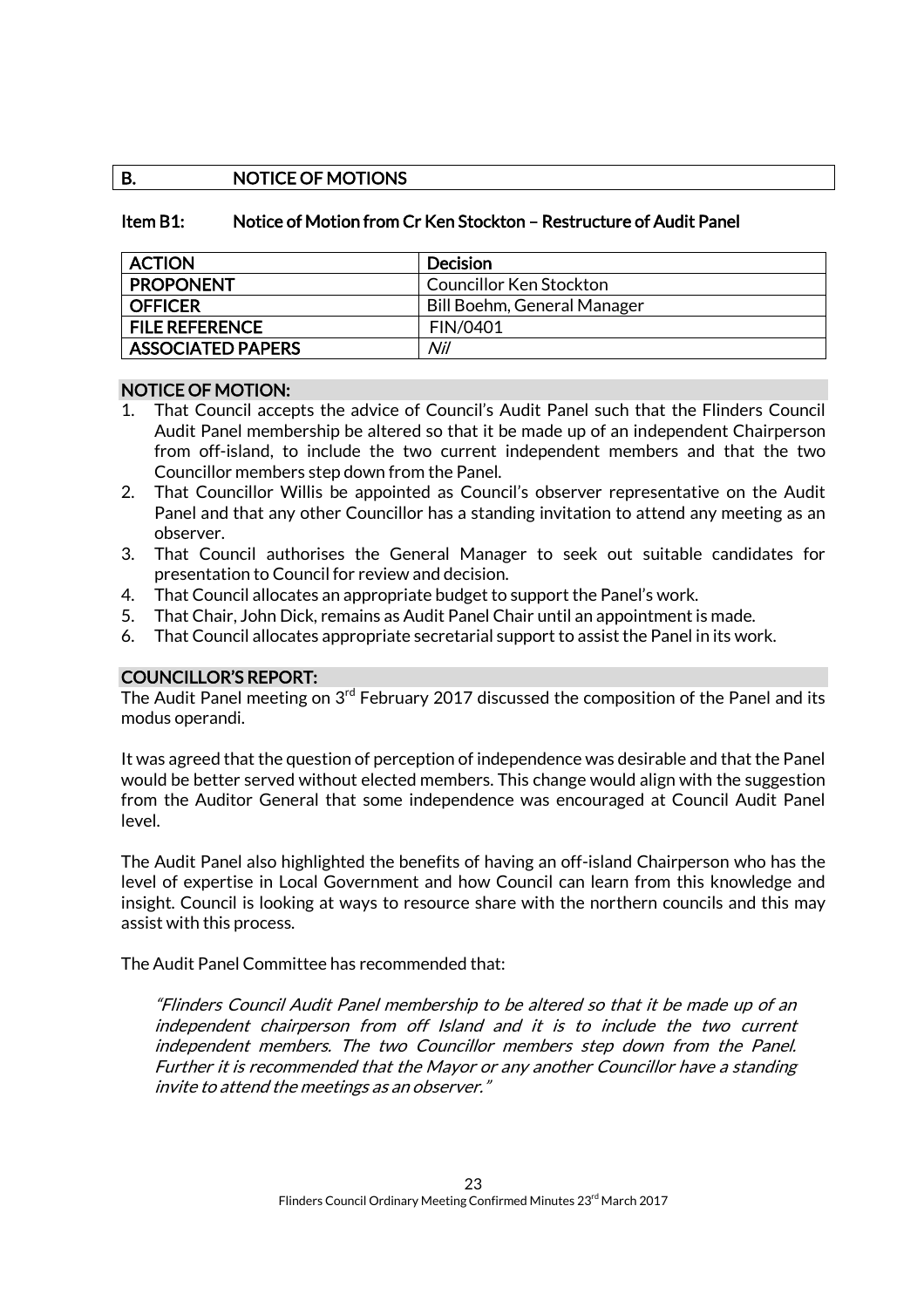## B. NOTICE OF MOTIONS

### Item B1: Notice of Motion from Cr Ken Stockton – Restructure of Audit Panel

| ACTION | Decision |
|---|---|
| PROPONENT | Councillor Ken Stockton |
| OFFICER | Bill Boehm, General Manager |
| FILE REFERENCE | FIN/0401 |
| ASSOCIATED PAPERS | *Nil* |

**NOTICE OF MOTION:**

1. That Council accepts the advice of Council's Audit Panel such that the Flinders Council Audit Panel membership be altered so that it be made up of an independent Chairperson from off-island, to include the two current independent members and that the two Councillor members step down from the Panel.
2. That Councillor Willis be appointed as Council's observer representative on the Audit Panel and that any other Councillor has a standing invitation to attend any meeting as an observer.
3. That Council authorises the General Manager to seek out suitable candidates for presentation to Council for review and decision.
4. That Council allocates an appropriate budget to support the Panel's work.
5. That Chair, John Dick, remains as Audit Panel Chair until an appointment is made.
6. That Council allocates appropriate secretarial support to assist the Panel in its work.

**COUNCILLOR'S REPORT:**

The Audit Panel meeting on 3rd February 2017 discussed the composition of the Panel and its modus operandi.

It was agreed that the question of perception of independence was desirable and that the Panel would be better served without elected members. This change would align with the suggestion from the Auditor General that some independence was encouraged at Council Audit Panel level.

The Audit Panel also highlighted the benefits of having an off-island Chairperson who has the level of expertise in Local Government and how Council can learn from this knowledge and insight. Council is looking at ways to resource share with the northern councils and this may assist with this process.

The Audit Panel Committee has recommended that:

> *"Flinders Council Audit Panel membership to be altered so that it be made up of an independent chairperson from off Island and it is to include the two current independent members. The two Councillor members step down from the Panel. Further it is recommended that the Mayor or any another Councillor have a standing invite to attend the meetings as an observer."*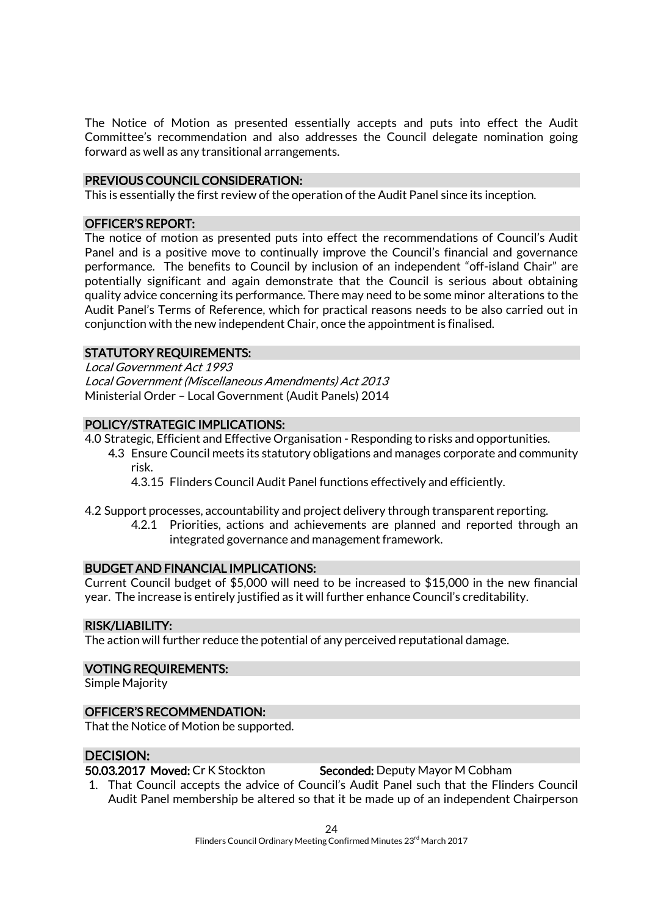The Notice of Motion as presented essentially accepts and puts into effect the Audit Committee's recommendation and also addresses the Council delegate nomination going forward as well as any transitional arrangements.

## PREVIOUS COUNCIL CONSIDERATION:

This is essentially the first review of the operation of the Audit Panel since its inception.

## OFFICER'S REPORT:

The notice of motion as presented puts into effect the recommendations of Council's Audit Panel and is a positive move to continually improve the Council's financial and governance performance. The benefits to Council by inclusion of an independent "off-island Chair" are potentially significant and again demonstrate that the Council is serious about obtaining quality advice concerning its performance. There may need to be some minor alterations to the Audit Panel's Terms of Reference, which for practical reasons needs to be also carried out in conjunction with the new independent Chair, once the appointment is finalised.

## STATUTORY REQUIREMENTS:

*Local Government Act 1993*
*Local Government (Miscellaneous Amendments) Act 2013*
Ministerial Order – Local Government (Audit Panels) 2014

## POLICY/STRATEGIC IMPLICATIONS:

4.0 Strategic, Efficient and Effective Organisation - Responding to risks and opportunities.
- 4.3 Ensure Council meets its statutory obligations and manages corporate and community risk.
  - 4.3.15 Flinders Council Audit Panel functions effectively and efficiently.

4.2 Support processes, accountability and project delivery through transparent reporting.
- 4.2.1 Priorities, actions and achievements are planned and reported through an integrated governance and management framework.

## BUDGET AND FINANCIAL IMPLICATIONS:

Current Council budget of $5,000 will need to be increased to $15,000 in the new financial year. The increase is entirely justified as it will further enhance Council's creditability.

## RISK/LIABILITY:

The action will further reduce the potential of any perceived reputational damage.

## VOTING REQUIREMENTS:

Simple Majority

## OFFICER'S RECOMMENDATION:

That the Notice of Motion be supported.

## DECISION:

**50.03.2017 Moved:** Cr K Stockton **Seconded:** Deputy Mayor M Cobham

1. That Council accepts the advice of Council's Audit Panel such that the Flinders Council Audit Panel membership be altered so that it be made up of an independent Chairperson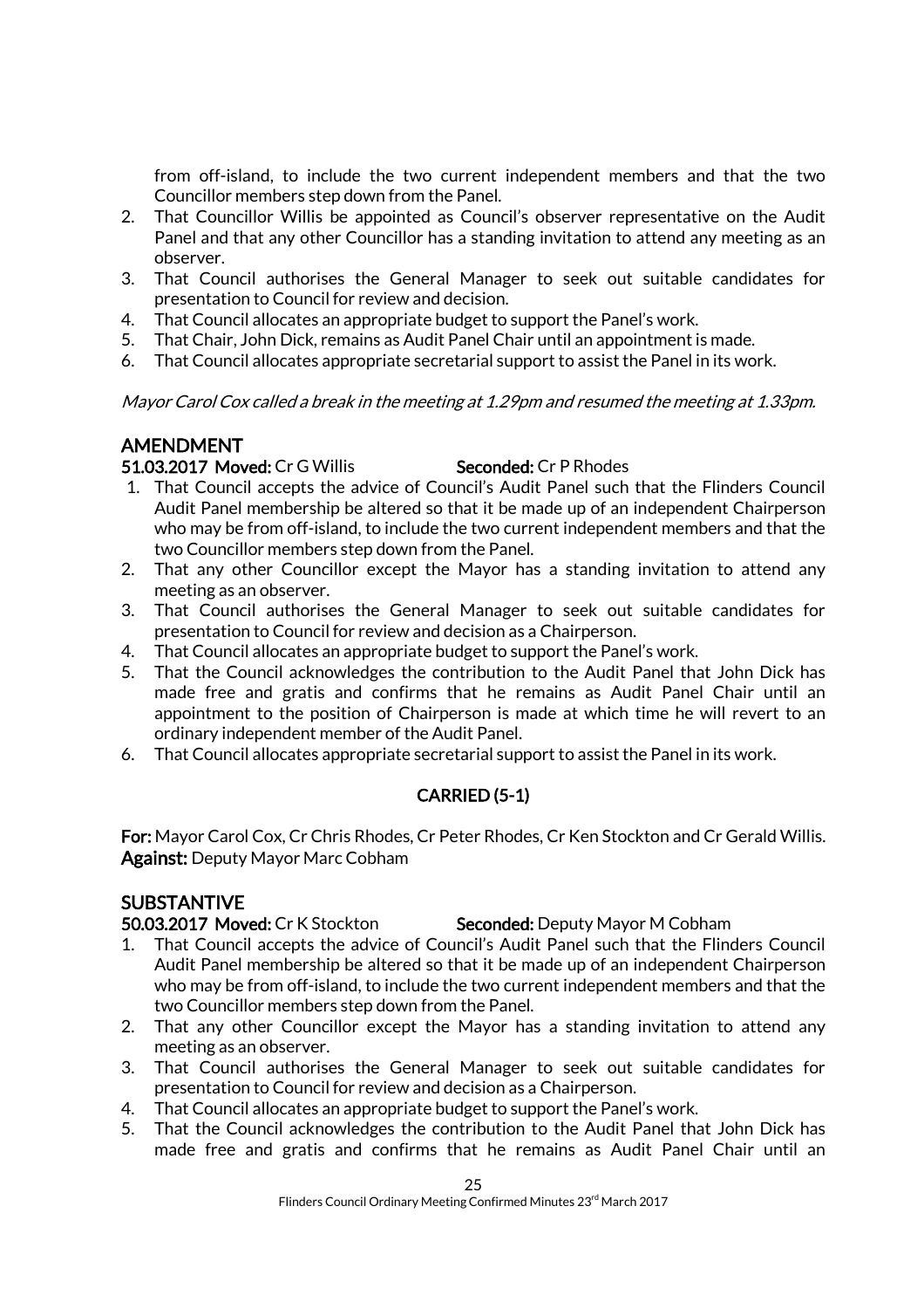from off-island, to include the two current independent members and that the two Councillor members step down from the Panel.

2. That Councillor Willis be appointed as Council's observer representative on the Audit Panel and that any other Councillor has a standing invitation to attend any meeting as an observer.
3. That Council authorises the General Manager to seek out suitable candidates for presentation to Council for review and decision.
4. That Council allocates an appropriate budget to support the Panel's work.
5. That Chair, John Dick, remains as Audit Panel Chair until an appointment is made.
6. That Council allocates appropriate secretarial support to assist the Panel in its work.

*Mayor Carol Cox called a break in the meeting at 1.29pm and resumed the meeting at 1.33pm.*

## AMENDMENT

**51.03.2017 Moved:** Cr G Willis **Seconded:** Cr P Rhodes

1. That Council accepts the advice of Council's Audit Panel such that the Flinders Council Audit Panel membership be altered so that it be made up of an independent Chairperson who may be from off-island, to include the two current independent members and that the two Councillor members step down from the Panel.
2. That any other Councillor except the Mayor has a standing invitation to attend any meeting as an observer.
3. That Council authorises the General Manager to seek out suitable candidates for presentation to Council for review and decision as a Chairperson.
4. That Council allocates an appropriate budget to support the Panel's work.
5. That the Council acknowledges the contribution to the Audit Panel that John Dick has made free and gratis and confirms that he remains as Audit Panel Chair until an appointment to the position of Chairperson is made at which time he will revert to an ordinary independent member of the Audit Panel.
6. That Council allocates appropriate secretarial support to assist the Panel in its work.

**CARRIED (5-1)**

**For:** Mayor Carol Cox, Cr Chris Rhodes, Cr Peter Rhodes, Cr Ken Stockton and Cr Gerald Willis.
**Against:** Deputy Mayor Marc Cobham

## SUBSTANTIVE

**50.03.2017 Moved:** Cr K Stockton **Seconded:** Deputy Mayor M Cobham

1. That Council accepts the advice of Council's Audit Panel such that the Flinders Council Audit Panel membership be altered so that it be made up of an independent Chairperson who may be from off-island, to include the two current independent members and that the two Councillor members step down from the Panel.
2. That any other Councillor except the Mayor has a standing invitation to attend any meeting as an observer.
3. That Council authorises the General Manager to seek out suitable candidates for presentation to Council for review and decision as a Chairperson.
4. That Council allocates an appropriate budget to support the Panel's work.
5. That the Council acknowledges the contribution to the Audit Panel that John Dick has made free and gratis and confirms that he remains as Audit Panel Chair until an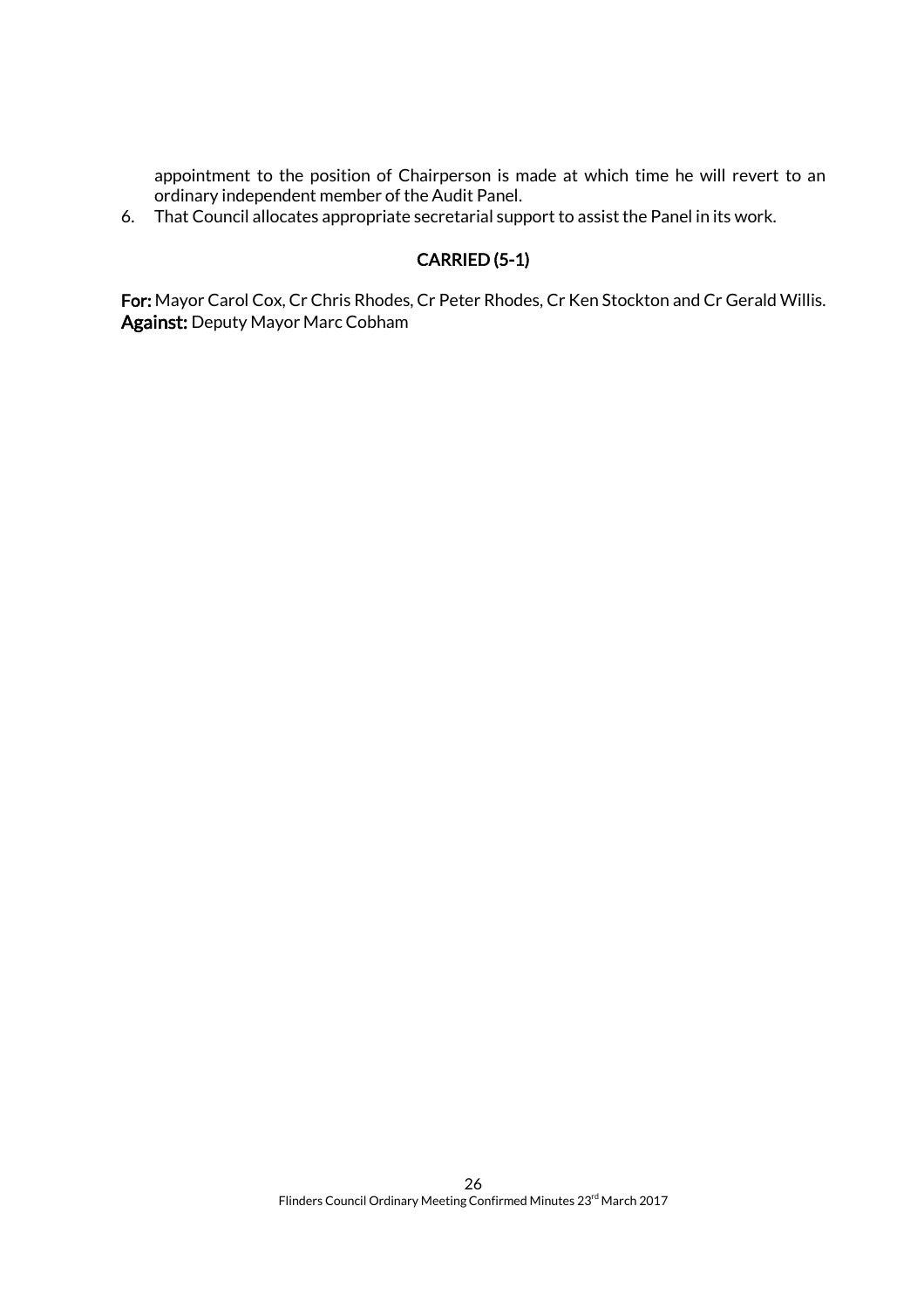appointment to the position of Chairperson is made at which time he will revert to an ordinary independent member of the Audit Panel.

6. That Council allocates appropriate secretarial support to assist the Panel in its work.

**CARRIED (5-1)**

**For:** Mayor Carol Cox, Cr Chris Rhodes, Cr Peter Rhodes, Cr Ken Stockton and Cr Gerald Willis.
**Against:** Deputy Mayor Marc Cobham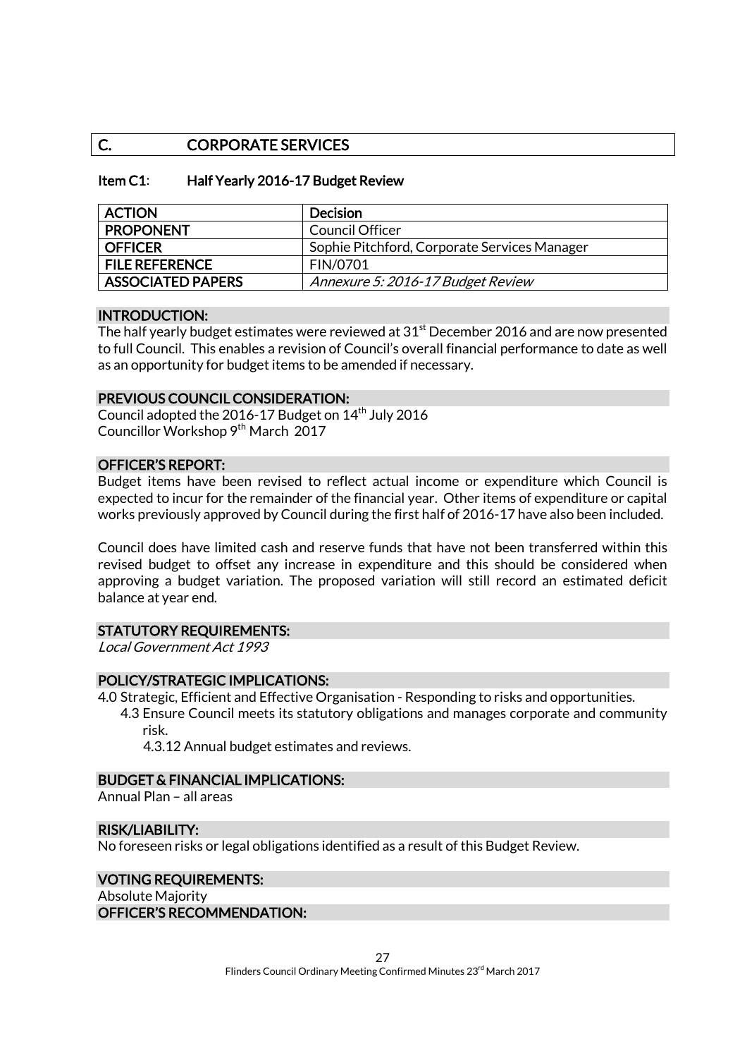## C. CORPORATE SERVICES

### Item C1: Half Yearly 2016-17 Budget Review

| ACTION | Decision |
|---|---|
| PROPONENT | Council Officer |
| OFFICER | Sophie Pitchford, Corporate Services Manager |
| FILE REFERENCE | FIN/0701 |
| ASSOCIATED PAPERS | *Annexure 5: 2016-17 Budget Review* |

**INTRODUCTION:**

The half yearly budget estimates were reviewed at 31st December 2016 and are now presented to full Council. This enables a revision of Council's overall financial performance to date as well as an opportunity for budget items to be amended if necessary.

**PREVIOUS COUNCIL CONSIDERATION:**

Council adopted the 2016-17 Budget on 14th July 2016
Councillor Workshop 9th March 2017

**OFFICER'S REPORT:**

Budget items have been revised to reflect actual income or expenditure which Council is expected to incur for the remainder of the financial year. Other items of expenditure or capital works previously approved by Council during the first half of 2016-17 have also been included.

Council does have limited cash and reserve funds that have not been transferred within this revised budget to offset any increase in expenditure and this should be considered when approving a budget variation. The proposed variation will still record an estimated deficit balance at year end.

**STATUTORY REQUIREMENTS:**

*Local Government Act 1993*

**POLICY/STRATEGIC IMPLICATIONS:**

4.0 Strategic, Efficient and Effective Organisation - Responding to risks and opportunities.
- 4.3 Ensure Council meets its statutory obligations and manages corporate and community risk.
  - 4.3.12 Annual budget estimates and reviews.

**BUDGET & FINANCIAL IMPLICATIONS:**

Annual Plan – all areas

**RISK/LIABILITY:**

No foreseen risks or legal obligations identified as a result of this Budget Review.

**VOTING REQUIREMENTS:**

Absolute Majority

**OFFICER'S RECOMMENDATION:**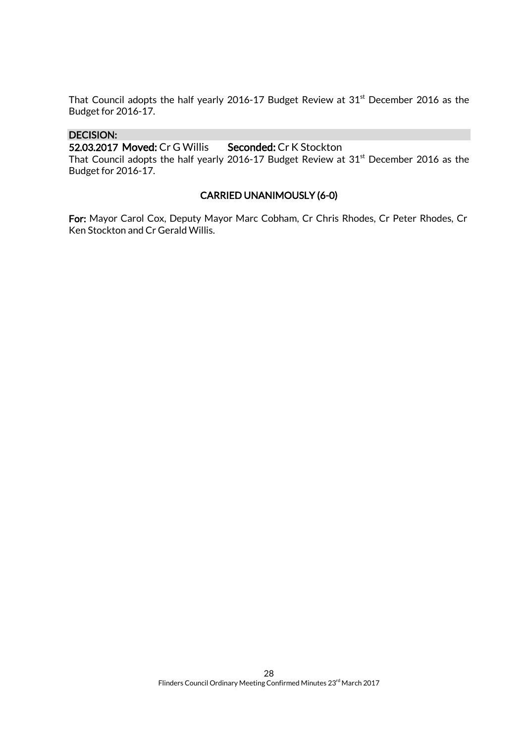That Council adopts the half yearly 2016-17 Budget Review at 31st December 2016 as the Budget for 2016-17.

**DECISION:**

**52.03.2017 Moved:** Cr G Willis **Seconded:** Cr K Stockton

That Council adopts the half yearly 2016-17 Budget Review at 31st December 2016 as the Budget for 2016-17.

**CARRIED UNANIMOUSLY (6-0)**

**For:** Mayor Carol Cox, Deputy Mayor Marc Cobham, Cr Chris Rhodes, Cr Peter Rhodes, Cr Ken Stockton and Cr Gerald Willis.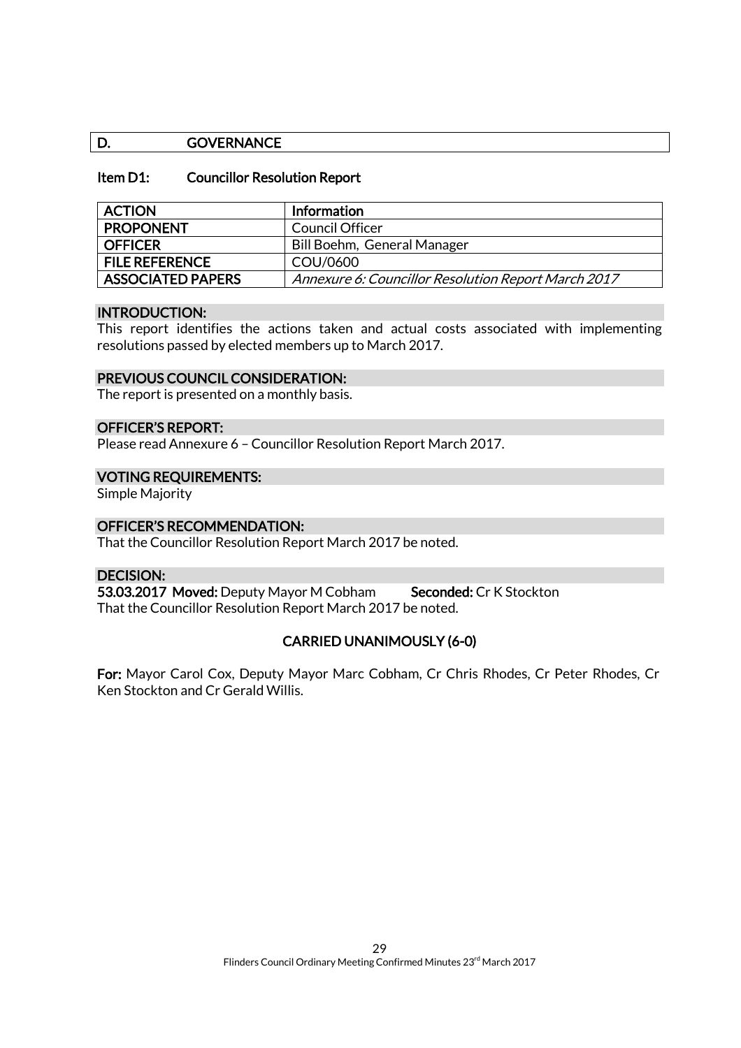## D. GOVERNANCE

### Item D1: Councillor Resolution Report

| ACTION | Information |
|---|---|
| PROPONENT | Council Officer |
| OFFICER | Bill Boehm, General Manager |
| FILE REFERENCE | COU/0600 |
| ASSOCIATED PAPERS | *Annexure 6: Councillor Resolution Report March 2017* |

**INTRODUCTION:**

This report identifies the actions taken and actual costs associated with implementing resolutions passed by elected members up to March 2017.

**PREVIOUS COUNCIL CONSIDERATION:**

The report is presented on a monthly basis.

**OFFICER'S REPORT:**

Please read Annexure 6 – Councillor Resolution Report March 2017.

**VOTING REQUIREMENTS:**

Simple Majority

**OFFICER'S RECOMMENDATION:**

That the Councillor Resolution Report March 2017 be noted.

**DECISION:**

**53.03.2017 Moved:** Deputy Mayor M Cobham **Seconded:** Cr K Stockton

That the Councillor Resolution Report March 2017 be noted.

**CARRIED UNANIMOUSLY (6-0)**

**For:** Mayor Carol Cox, Deputy Mayor Marc Cobham, Cr Chris Rhodes, Cr Peter Rhodes, Cr Ken Stockton and Cr Gerald Willis.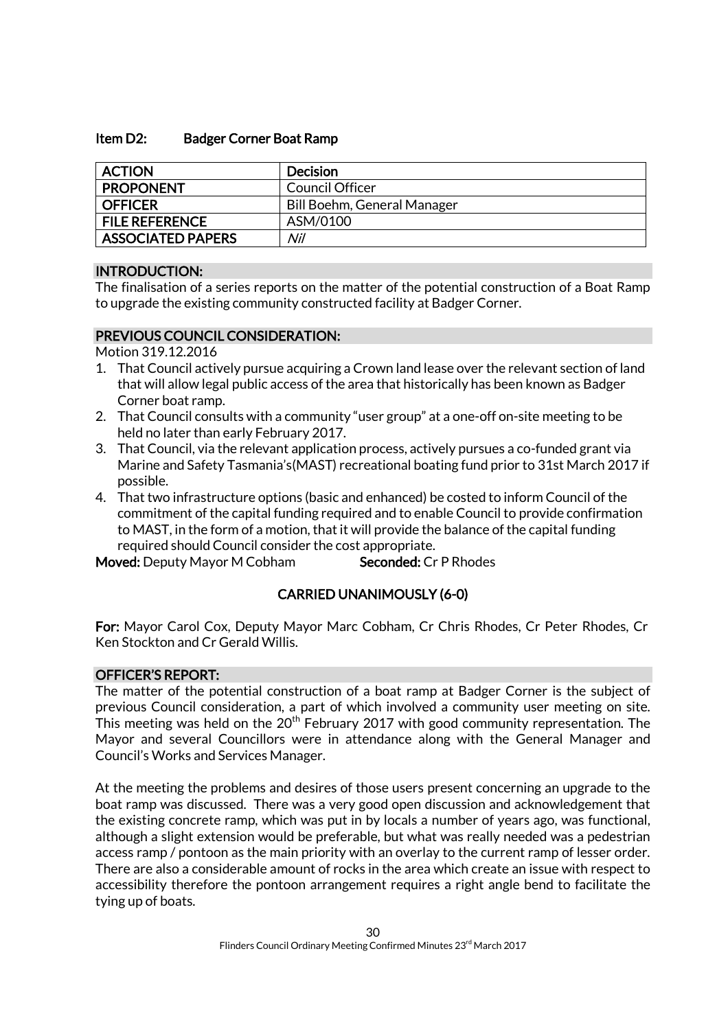### Item D2: Badger Corner Boat Ramp

| ACTION | Decision |
|---|---|
| PROPONENT | Council Officer |
| OFFICER | Bill Boehm, General Manager |
| FILE REFERENCE | ASM/0100 |
| ASSOCIATED PAPERS | *Nil* |

#### INTRODUCTION:

The finalisation of a series reports on the matter of the potential construction of a Boat Ramp to upgrade the existing community constructed facility at Badger Corner.

#### PREVIOUS COUNCIL CONSIDERATION:

Motion 319.12.2016

1. That Council actively pursue acquiring a Crown land lease over the relevant section of land that will allow legal public access of the area that historically has been known as Badger Corner boat ramp.
2. That Council consults with a community "user group" at a one-off on-site meeting to be held no later than early February 2017.
3. That Council, via the relevant application process, actively pursues a co-funded grant via Marine and Safety Tasmania's(MAST) recreational boating fund prior to 31st March 2017 if possible.
4. That two infrastructure options (basic and enhanced) be costed to inform Council of the commitment of the capital funding required and to enable Council to provide confirmation to MAST, in the form of a motion, that it will provide the balance of the capital funding required should Council consider the cost appropriate.

**Moved:** Deputy Mayor M Cobham **Seconded:** Cr P Rhodes

**CARRIED UNANIMOUSLY (6-0)**

**For:** Mayor Carol Cox, Deputy Mayor Marc Cobham, Cr Chris Rhodes, Cr Peter Rhodes, Cr Ken Stockton and Cr Gerald Willis.

#### OFFICER'S REPORT:

The matter of the potential construction of a boat ramp at Badger Corner is the subject of previous Council consideration, a part of which involved a community user meeting on site. This meeting was held on the 20th February 2017 with good community representation. The Mayor and several Councillors were in attendance along with the General Manager and Council's Works and Services Manager.

At the meeting the problems and desires of those users present concerning an upgrade to the boat ramp was discussed. There was a very good open discussion and acknowledgement that the existing concrete ramp, which was put in by locals a number of years ago, was functional, although a slight extension would be preferable, but what was really needed was a pedestrian access ramp / pontoon as the main priority with an overlay to the current ramp of lesser order. There are also a considerable amount of rocks in the area which create an issue with respect to accessibility therefore the pontoon arrangement requires a right angle bend to facilitate the tying up of boats.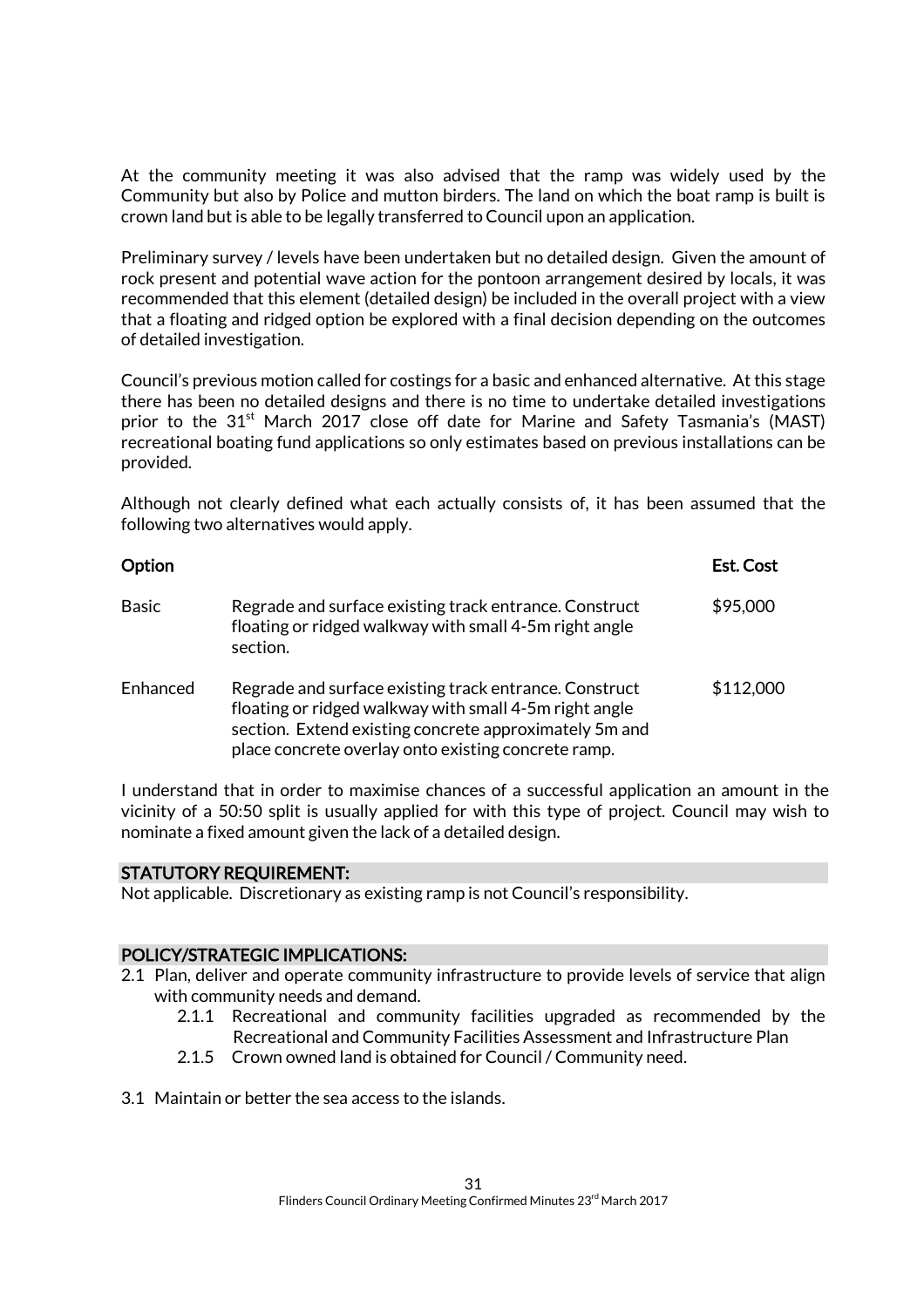At the community meeting it was also advised that the ramp was widely used by the Community but also by Police and mutton birders. The land on which the boat ramp is built is crown land but is able to be legally transferred to Council upon an application.

Preliminary survey / levels have been undertaken but no detailed design. Given the amount of rock present and potential wave action for the pontoon arrangement desired by locals, it was recommended that this element (detailed design) be included in the overall project with a view that a floating and ridged option be explored with a final decision depending on the outcomes of detailed investigation.

Council's previous motion called for costings for a basic and enhanced alternative. At this stage there has been no detailed designs and there is no time to undertake detailed investigations prior to the 31st March 2017 close off date for Marine and Safety Tasmania's (MAST) recreational boating fund applications so only estimates based on previous installations can be provided.

Although not clearly defined what each actually consists of, it has been assumed that the following two alternatives would apply.

| Option | | Est. Cost |
|---|---|---|
| Basic | Regrade and surface existing track entrance. Construct floating or ridged walkway with small 4-5m right angle section. | $95,000 |
| Enhanced | Regrade and surface existing track entrance. Construct floating or ridged walkway with small 4-5m right angle section. Extend existing concrete approximately 5m and place concrete overlay onto existing concrete ramp. | $112,000 |

I understand that in order to maximise chances of a successful application an amount in the vicinity of a 50:50 split is usually applied for with this type of project. Council may wish to nominate a fixed amount given the lack of a detailed design.

## STATUTORY REQUIREMENT:

Not applicable. Discretionary as existing ramp is not Council's responsibility.

## POLICY/STRATEGIC IMPLICATIONS:

2.1 Plan, deliver and operate community infrastructure to provide levels of service that align with community needs and demand.
   - 2.1.1 Recreational and community facilities upgraded as recommended by the Recreational and Community Facilities Assessment and Infrastructure Plan
   - 2.1.5 Crown owned land is obtained for Council / Community need.

3.1 Maintain or better the sea access to the islands.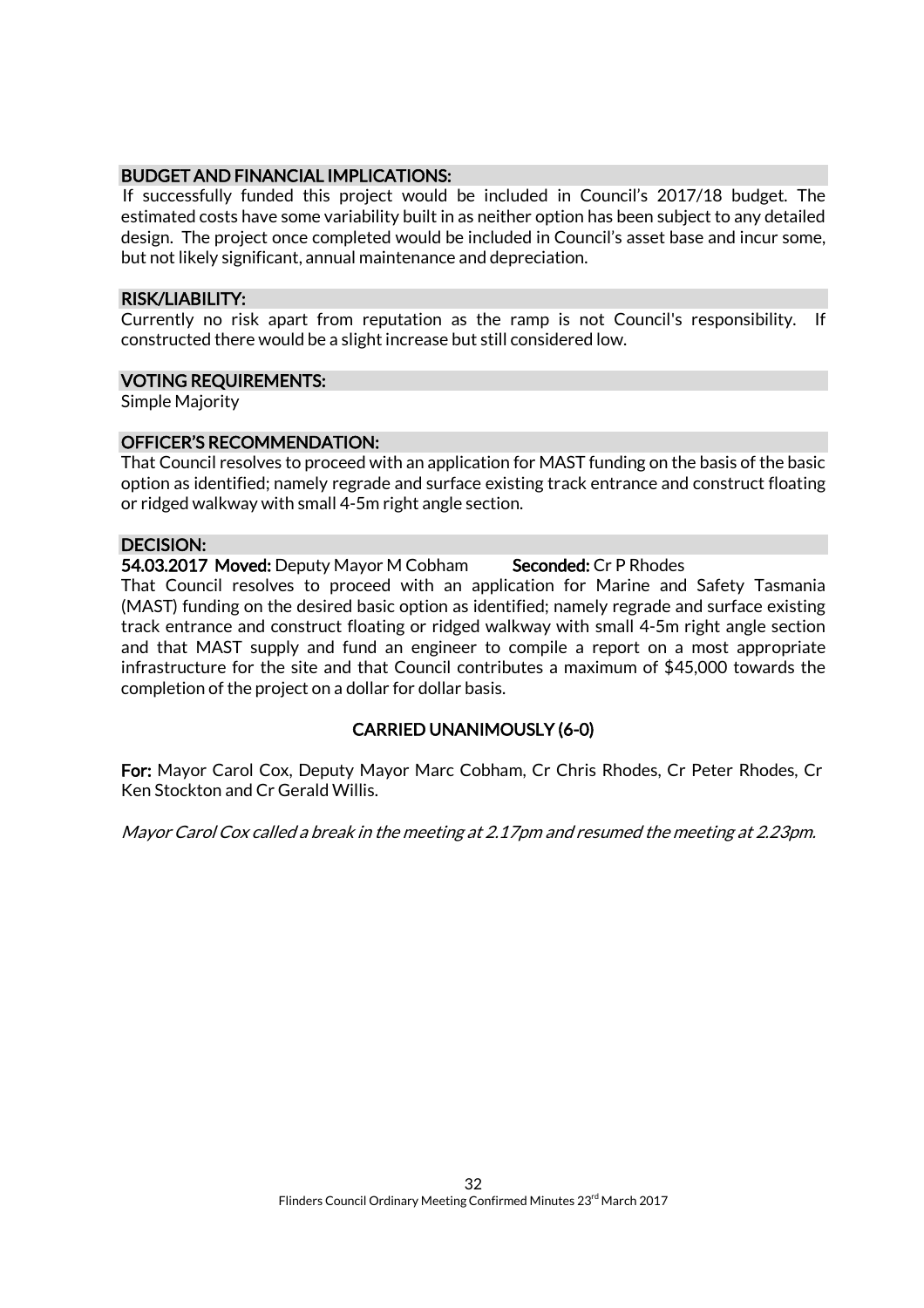### BUDGET AND FINANCIAL IMPLICATIONS:

If successfully funded this project would be included in Council's 2017/18 budget. The estimated costs have some variability built in as neither option has been subject to any detailed design. The project once completed would be included in Council's asset base and incur some, but not likely significant, annual maintenance and depreciation.

### RISK/LIABILITY:

Currently no risk apart from reputation as the ramp is not Council's responsibility. If constructed there would be a slight increase but still considered low.

### VOTING REQUIREMENTS:

Simple Majority

### OFFICER'S RECOMMENDATION:

That Council resolves to proceed with an application for MAST funding on the basis of the basic option as identified; namely regrade and surface existing track entrance and construct floating or ridged walkway with small 4-5m right angle section.

### DECISION:

**54.03.2017 Moved:** Deputy Mayor M Cobham **Seconded:** Cr P Rhodes

That Council resolves to proceed with an application for Marine and Safety Tasmania (MAST) funding on the desired basic option as identified; namely regrade and surface existing track entrance and construct floating or ridged walkway with small 4-5m right angle section and that MAST supply and fund an engineer to compile a report on a most appropriate infrastructure for the site and that Council contributes a maximum of $45,000 towards the completion of the project on a dollar for dollar basis.

**CARRIED UNANIMOUSLY (6-0)**

**For:** Mayor Carol Cox, Deputy Mayor Marc Cobham, Cr Chris Rhodes, Cr Peter Rhodes, Cr Ken Stockton and Cr Gerald Willis.

*Mayor Carol Cox called a break in the meeting at 2.17pm and resumed the meeting at 2.23pm.*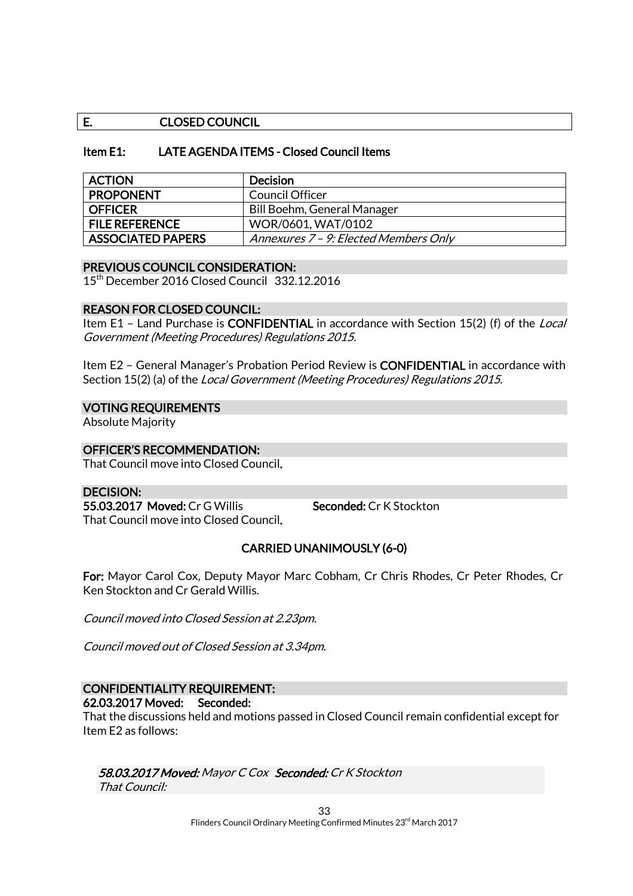## E. CLOSED COUNCIL

### Item E1: LATE AGENDA ITEMS - Closed Council Items

| ACTION | Decision |
|---|---|
| PROPONENT | Council Officer |
| OFFICER | Bill Boehm, General Manager |
| FILE REFERENCE | WOR/0601, WAT/0102 |
| ASSOCIATED PAPERS | *Annexures 7 – 9: Elected Members Only* |

**PREVIOUS COUNCIL CONSIDERATION:**
15th December 2016 Closed Council 332.12.2016

**REASON FOR CLOSED COUNCIL:**
Item E1 – Land Purchase is **CONFIDENTIAL** in accordance with Section 15(2) (f) of the *Local Government (Meeting Procedures) Regulations 2015.*

Item E2 – General Manager's Probation Period Review is **CONFIDENTIAL** in accordance with Section 15(2) (a) of the *Local Government (Meeting Procedures) Regulations 2015.*

**VOTING REQUIREMENTS**
Absolute Majority

**OFFICER'S RECOMMENDATION:**
That Council move into Closed Council.

**DECISION:**
**55.03.2017 Moved:** Cr G Willis **Seconded:** Cr K Stockton
That Council move into Closed Council.

**CARRIED UNANIMOUSLY (6-0)**

**For:** Mayor Carol Cox, Deputy Mayor Marc Cobham, Cr Chris Rhodes, Cr Peter Rhodes, Cr Ken Stockton and Cr Gerald Willis.

*Council moved into Closed Session at 2.23pm.*

*Council moved out of Closed Session at 3.34pm.*

**CONFIDENTIALITY REQUIREMENT:**
**62.03.2017 Moved: Seconded:**
That the discussions held and motions passed in Closed Council remain confidential except for Item E2 as follows:

> ***58.03.2017 Moved:*** *Mayor C Cox* ***Seconded:*** *Cr K Stockton*
> *That Council:*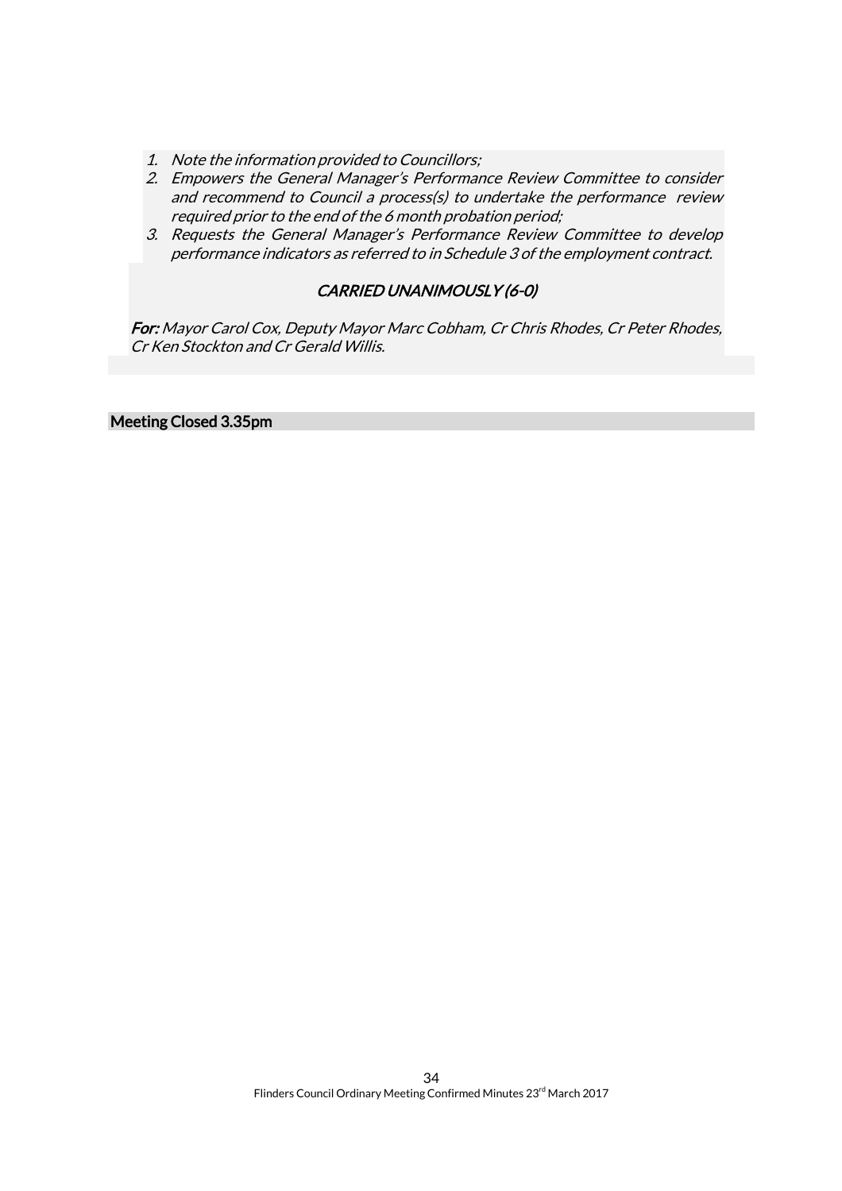1. *Note the information provided to Councillors;*
2. *Empowers the General Manager's Performance Review Committee to consider and recommend to Council a process(s) to undertake the performance review required prior to the end of the 6 month probation period;*
3. *Requests the General Manager's Performance Review Committee to develop performance indicators as referred to in Schedule 3 of the employment contract.*

*CARRIED UNANIMOUSLY (6-0)*

***For:*** *Mayor Carol Cox, Deputy Mayor Marc Cobham, Cr Chris Rhodes, Cr Peter Rhodes, Cr Ken Stockton and Cr Gerald Willis.*

**Meeting Closed 3.35pm**